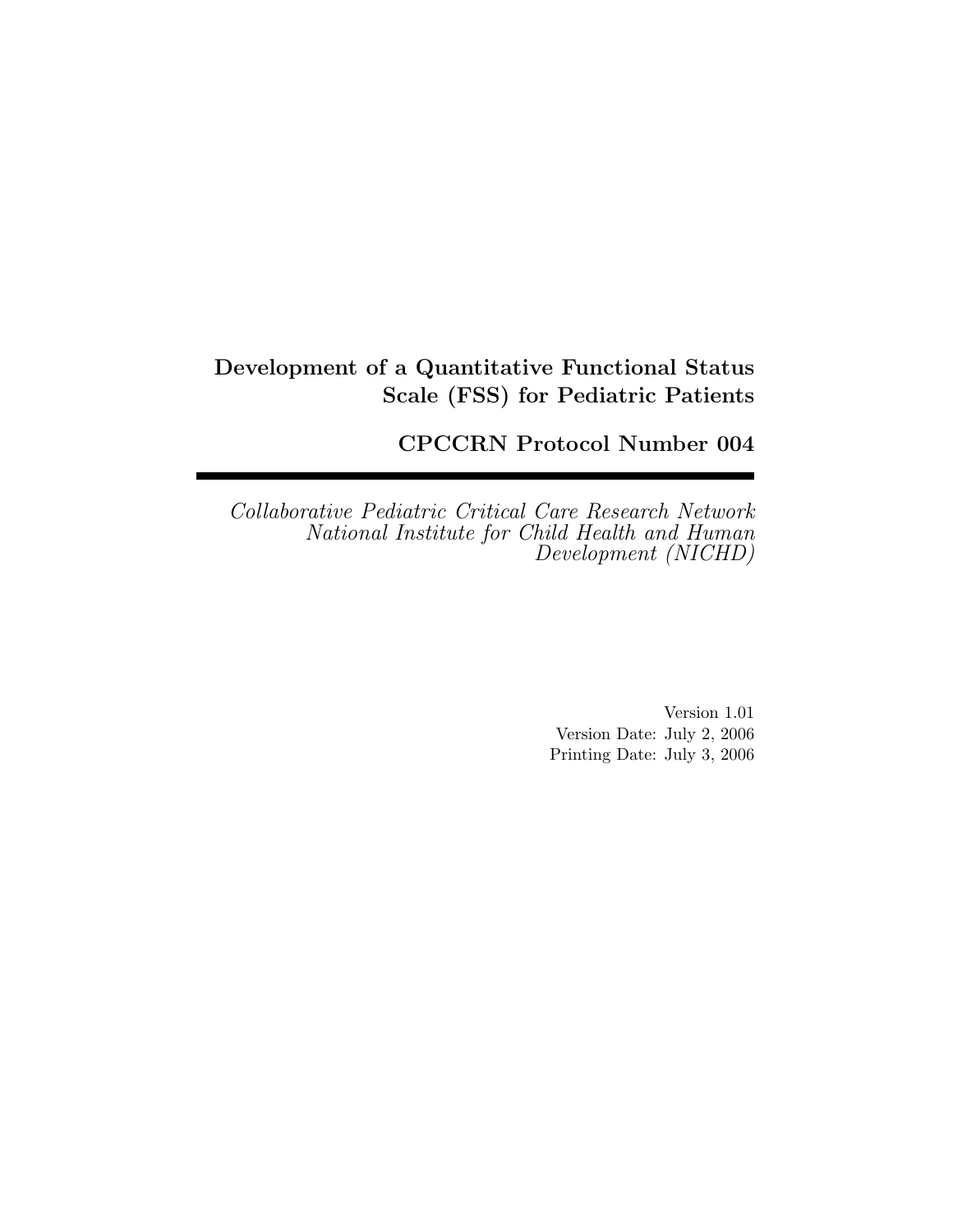# Development of a Quantitative Functional Status Scale (FSS) for Pediatric Patients

## CPCCRN Protocol Number 004

---

*Collaborative Pediatric Critical Care Research Network*
*National Institute for Child Health and Human Development (NICHD)*

Version 1.01
Version Date: July 2, 2006
Printing Date: July 3, 2006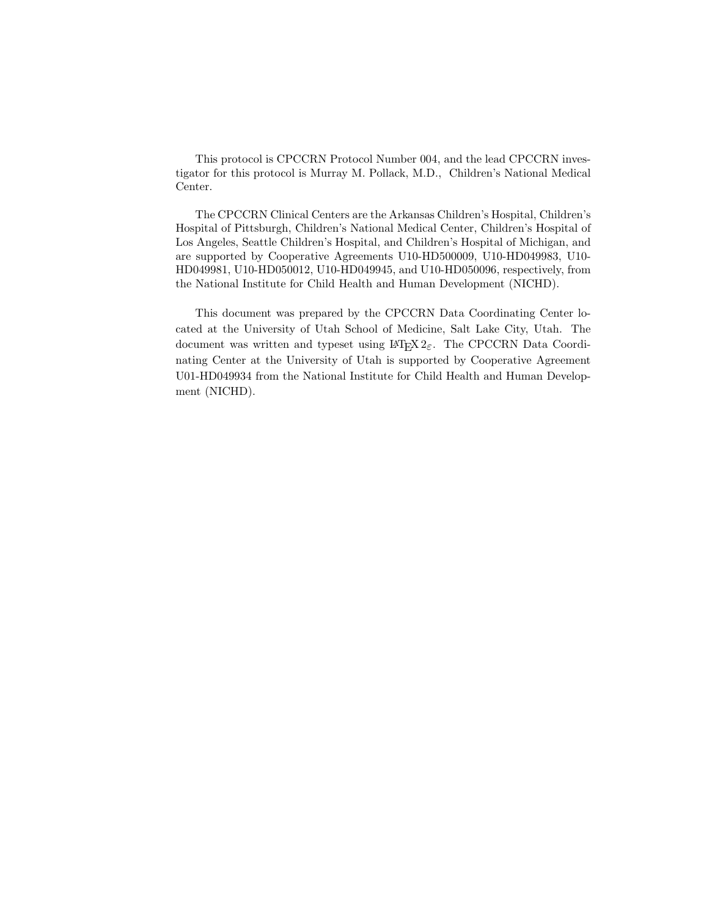This protocol is CPCCRN Protocol Number 004, and the lead CPCCRN investigator for this protocol is Murray M. Pollack, M.D., Children's National Medical Center.

The CPCCRN Clinical Centers are the Arkansas Children's Hospital, Children's Hospital of Pittsburgh, Children's National Medical Center, Children's Hospital of Los Angeles, Seattle Children's Hospital, and Children's Hospital of Michigan, and are supported by Cooperative Agreements U10-HD500009, U10-HD049983, U10-HD049981, U10-HD050012, U10-HD049945, and U10-HD050096, respectively, from the National Institute for Child Health and Human Development (NICHD).

This document was prepared by the CPCCRN Data Coordinating Center located at the University of Utah School of Medicine, Salt Lake City, Utah. The document was written and typeset using $\LaTeX\,2_\varepsilon$. The CPCCRN Data Coordinating Center at the University of Utah is supported by Cooperative Agreement U01-HD049934 from the National Institute for Child Health and Human Development (NICHD).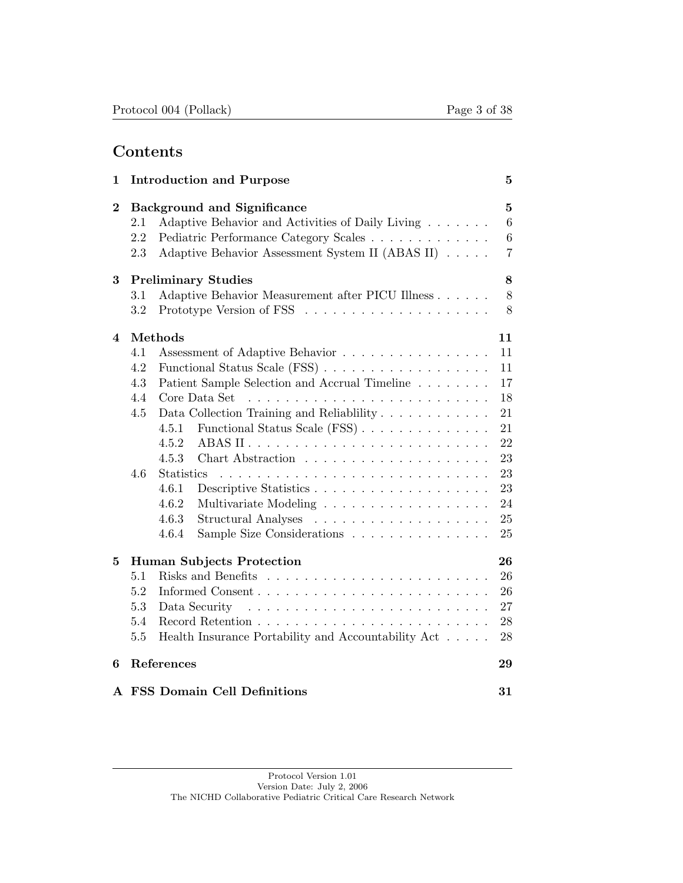# Contents

| | | |
|---|---|---|
| **1** | **Introduction and Purpose** | **5** |
| **2** | **Background and Significance** | **5** |
| 2.1 | Adaptive Behavior and Activities of Daily Living | 6 |
| 2.2 | Pediatric Performance Category Scales | 6 |
| 2.3 | Adaptive Behavior Assessment System II (ABAS II) | 7 |
| **3** | **Preliminary Studies** | **8** |
| 3.1 | Adaptive Behavior Measurement after PICU Illness | 8 |
| 3.2 | Prototype Version of FSS | 8 |
| **4** | **Methods** | **11** |
| 4.1 | Assessment of Adaptive Behavior | 11 |
| 4.2 | Functional Status Scale (FSS) | 11 |
| 4.3 | Patient Sample Selection and Accrual Timeline | 17 |
| 4.4 | Core Data Set | 18 |
| 4.5 | Data Collection Training and Reliablility | 21 |
| 4.5.1 | Functional Status Scale (FSS) | 21 |
| 4.5.2 | ABAS II | 22 |
| 4.5.3 | Chart Abstraction | 23 |
| 4.6 | Statistics | 23 |
| 4.6.1 | Descriptive Statistics | 23 |
| 4.6.2 | Multivariate Modeling | 24 |
| 4.6.3 | Structural Analyses | 25 |
| 4.6.4 | Sample Size Considerations | 25 |
| **5** | **Human Subjects Protection** | **26** |
| 5.1 | Risks and Benefits | 26 |
| 5.2 | Informed Consent | 26 |
| 5.3 | Data Security | 27 |
| 5.4 | Record Retention | 28 |
| 5.5 | Health Insurance Portability and Accountability Act | 28 |
| **6** | **References** | **29** |
| **A** | **FSS Domain Cell Definitions** | **31** |

Protocol Version 1.01
Version Date: July 2, 2006
The NICHD Collaborative Pediatric Critical Care Research Network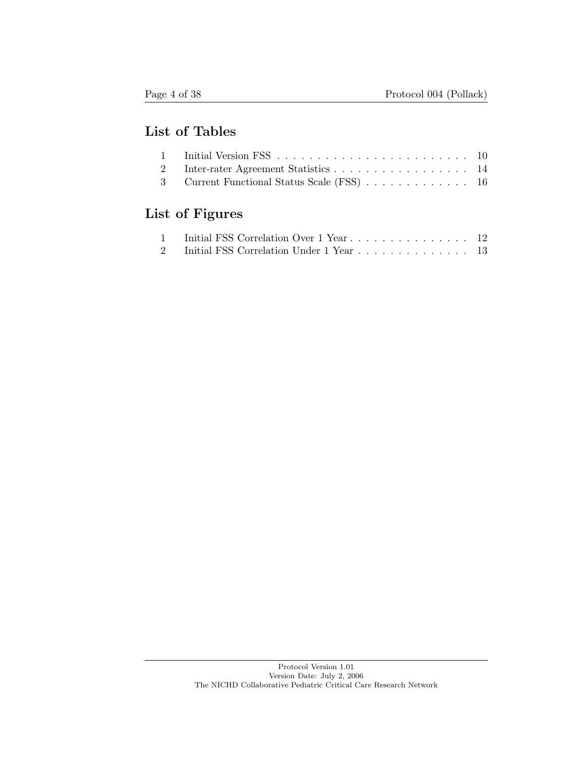## List of Tables

| | | |
|---|---|---|
| 1 | Initial Version FSS | 10 |
| 2 | Inter-rater Agreement Statistics | 14 |
| 3 | Current Functional Status Scale (FSS) | 16 |

## List of Figures

| | | |
|---|---|---|
| 1 | Initial FSS Correlation Over 1 Year | 12 |
| 2 | Initial FSS Correlation Under 1 Year | 13 |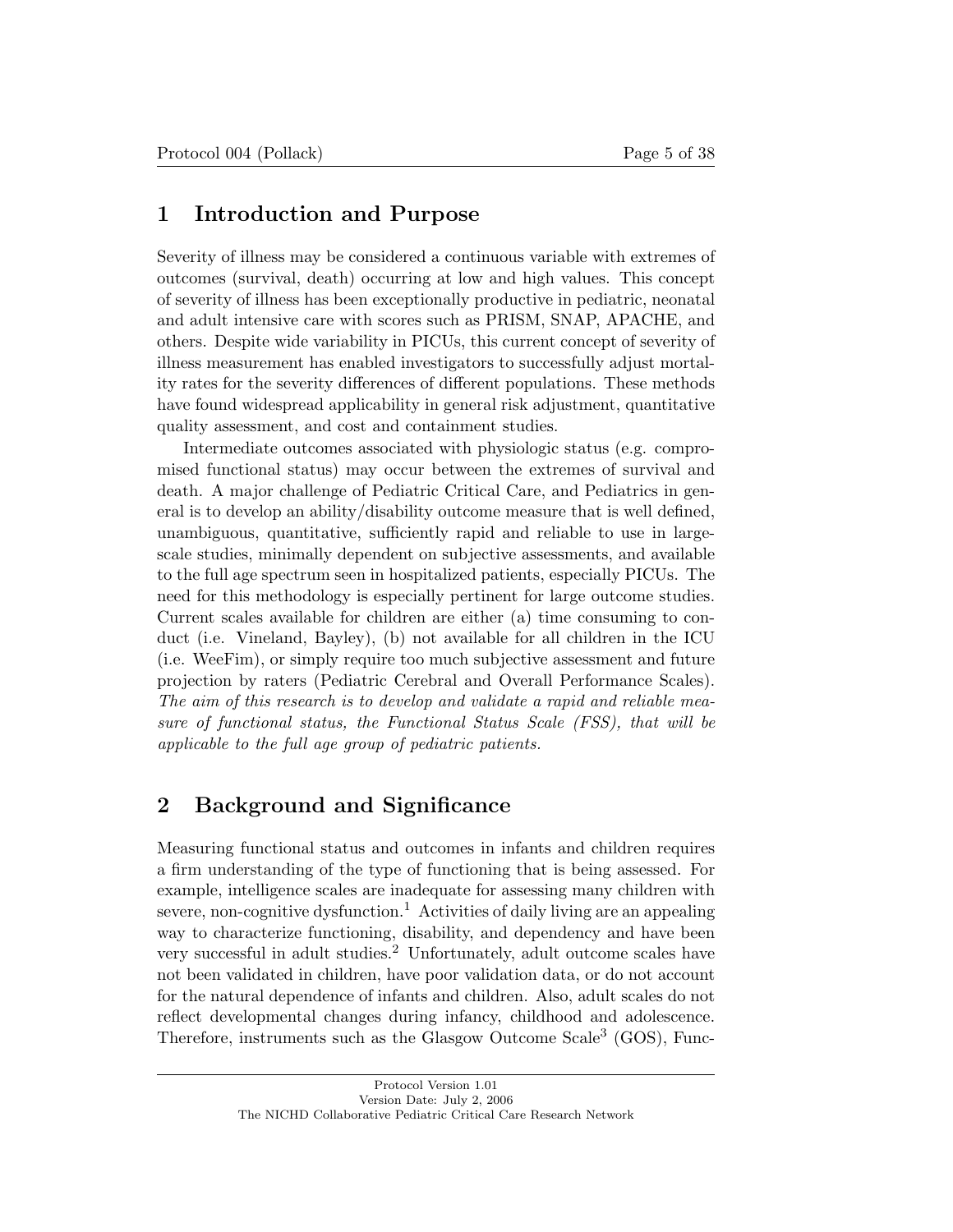# 1 Introduction and Purpose

Severity of illness may be considered a continuous variable with extremes of outcomes (survival, death) occurring at low and high values. This concept of severity of illness has been exceptionally productive in pediatric, neonatal and adult intensive care with scores such as PRISM, SNAP, APACHE, and others. Despite wide variability in PICUs, this current concept of severity of illness measurement has enabled investigators to successfully adjust mortality rates for the severity differences of different populations. These methods have found widespread applicability in general risk adjustment, quantitative quality assessment, and cost and containment studies.

Intermediate outcomes associated with physiologic status (e.g. compromised functional status) may occur between the extremes of survival and death. A major challenge of Pediatric Critical Care, and Pediatrics in general is to develop an ability/disability outcome measure that is well defined, unambiguous, quantitative, sufficiently rapid and reliable to use in large-scale studies, minimally dependent on subjective assessments, and available to the full age spectrum seen in hospitalized patients, especially PICUs. The need for this methodology is especially pertinent for large outcome studies. Current scales available for children are either (a) time consuming to conduct (i.e. Vineland, Bayley), (b) not available for all children in the ICU (i.e. WeeFim), or simply require too much subjective assessment and future projection by raters (Pediatric Cerebral and Overall Performance Scales). *The aim of this research is to develop and validate a rapid and reliable measure of functional status, the Functional Status Scale (FSS), that will be applicable to the full age group of pediatric patients.*

# 2 Background and Significance

Measuring functional status and outcomes in infants and children requires a firm understanding of the type of functioning that is being assessed. For example, intelligence scales are inadequate for assessing many children with severe, non-cognitive dysfunction.[1] Activities of daily living are an appealing way to characterize functioning, disability, and dependency and have been very successful in adult studies.[2] Unfortunately, adult outcome scales have not been validated in children, have poor validation data, or do not account for the natural dependence of infants and children. Also, adult scales do not reflect developmental changes during infancy, childhood and adolescence. Therefore, instruments such as the Glasgow Outcome Scale[3] (GOS), Func-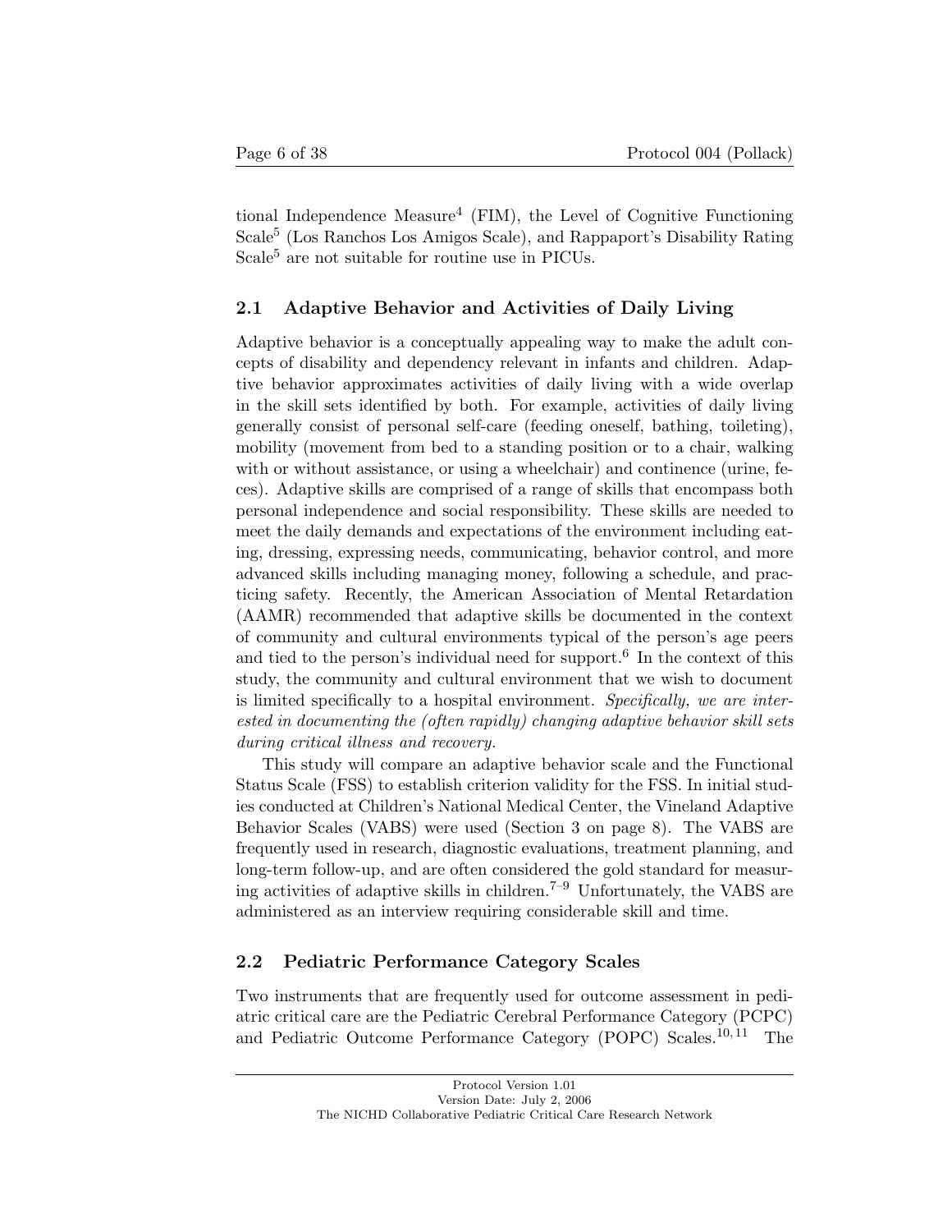tional Independence Measure[4] (FIM), the Level of Cognitive Functioning Scale[5] (Los Ranchos Los Amigos Scale), and Rappaport's Disability Rating Scale[5] are not suitable for routine use in PICUs.

## 2.1 Adaptive Behavior and Activities of Daily Living

Adaptive behavior is a conceptually appealing way to make the adult concepts of disability and dependency relevant in infants and children. Adaptive behavior approximates activities of daily living with a wide overlap in the skill sets identified by both. For example, activities of daily living generally consist of personal self-care (feeding oneself, bathing, toileting), mobility (movement from bed to a standing position or to a chair, walking with or without assistance, or using a wheelchair) and continence (urine, feces). Adaptive skills are comprised of a range of skills that encompass both personal independence and social responsibility. These skills are needed to meet the daily demands and expectations of the environment including eating, dressing, expressing needs, communicating, behavior control, and more advanced skills including managing money, following a schedule, and practicing safety. Recently, the American Association of Mental Retardation (AAMR) recommended that adaptive skills be documented in the context of community and cultural environments typical of the person's age peers and tied to the person's individual need for support.[6] In the context of this study, the community and cultural environment that we wish to document is limited specifically to a hospital environment. *Specifically, we are interested in documenting the (often rapidly) changing adaptive behavior skill sets during critical illness and recovery.*

This study will compare an adaptive behavior scale and the Functional Status Scale (FSS) to establish criterion validity for the FSS. In initial studies conducted at Children's National Medical Center, the Vineland Adaptive Behavior Scales (VABS) were used (Section 3 on page 8). The VABS are frequently used in research, diagnostic evaluations, treatment planning, and long-term follow-up, and are often considered the gold standard for measuring activities of adaptive skills in children.[7–9] Unfortunately, the VABS are administered as an interview requiring considerable skill and time.

## 2.2 Pediatric Performance Category Scales

Two instruments that are frequently used for outcome assessment in pediatric critical care are the Pediatric Cerebral Performance Category (PCPC) and Pediatric Outcome Performance Category (POPC) Scales.[10,11] The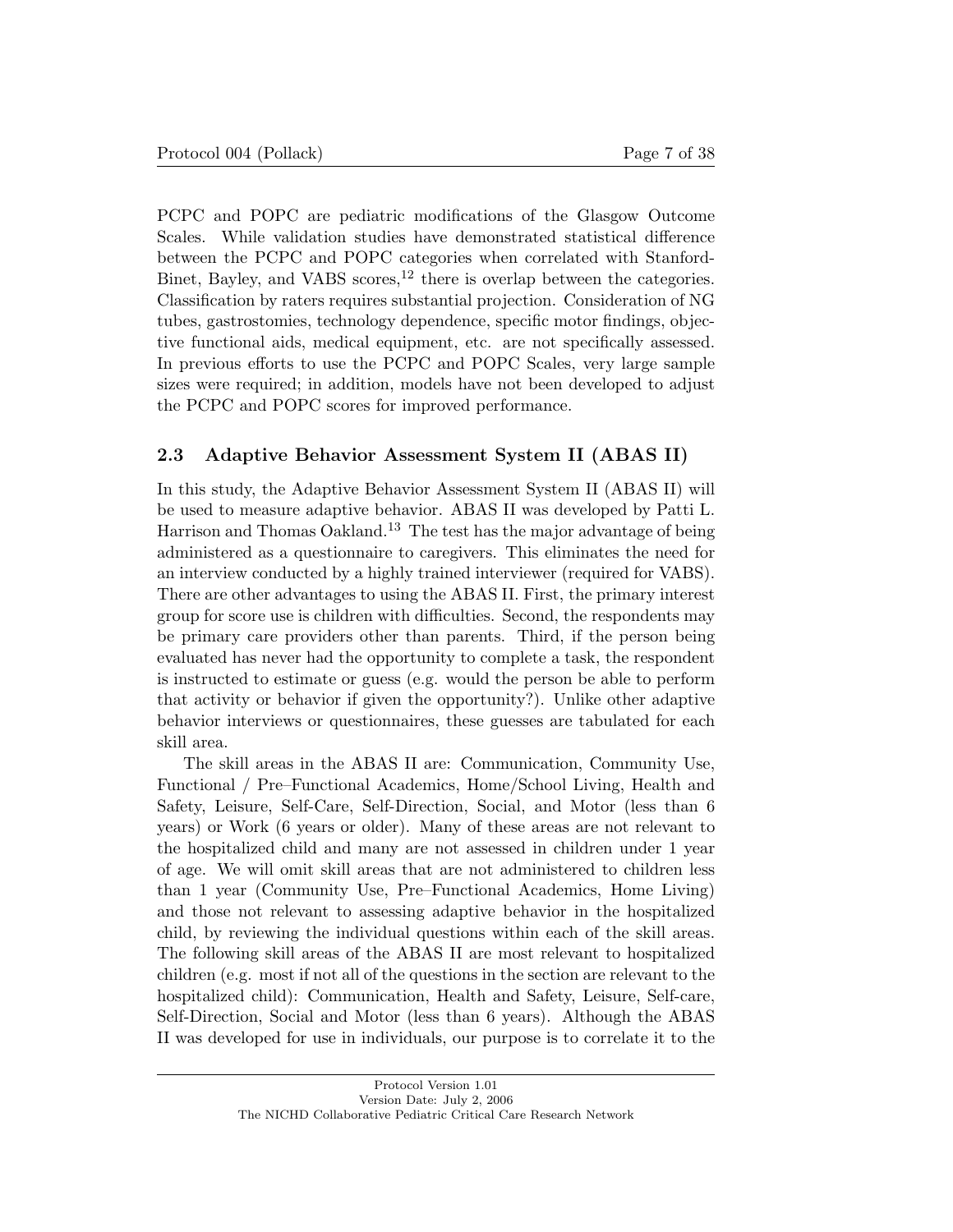PCPC and POPC are pediatric modifications of the Glasgow Outcome Scales. While validation studies have demonstrated statistical difference between the PCPC and POPC categories when correlated with Stanford-Binet, Bayley, and VABS scores,[12] there is overlap between the categories. Classification by raters requires substantial projection. Consideration of NG tubes, gastrostomies, technology dependence, specific motor findings, objective functional aids, medical equipment, etc. are not specifically assessed. In previous efforts to use the PCPC and POPC Scales, very large sample sizes were required; in addition, models have not been developed to adjust the PCPC and POPC scores for improved performance.

## 2.3 Adaptive Behavior Assessment System II (ABAS II)

In this study, the Adaptive Behavior Assessment System II (ABAS II) will be used to measure adaptive behavior. ABAS II was developed by Patti L. Harrison and Thomas Oakland.[13] The test has the major advantage of being administered as a questionnaire to caregivers. This eliminates the need for an interview conducted by a highly trained interviewer (required for VABS). There are other advantages to using the ABAS II. First, the primary interest group for score use is children with difficulties. Second, the respondents may be primary care providers other than parents. Third, if the person being evaluated has never had the opportunity to complete a task, the respondent is instructed to estimate or guess (e.g. would the person be able to perform that activity or behavior if given the opportunity?). Unlike other adaptive behavior interviews or questionnaires, these guesses are tabulated for each skill area.

The skill areas in the ABAS II are: Communication, Community Use, Functional / Pre–Functional Academics, Home/School Living, Health and Safety, Leisure, Self-Care, Self-Direction, Social, and Motor (less than 6 years) or Work (6 years or older). Many of these areas are not relevant to the hospitalized child and many are not assessed in children under 1 year of age. We will omit skill areas that are not administered to children less than 1 year (Community Use, Pre–Functional Academics, Home Living) and those not relevant to assessing adaptive behavior in the hospitalized child, by reviewing the individual questions within each of the skill areas. The following skill areas of the ABAS II are most relevant to hospitalized children (e.g. most if not all of the questions in the section are relevant to the hospitalized child): Communication, Health and Safety, Leisure, Self-care, Self-Direction, Social and Motor (less than 6 years). Although the ABAS II was developed for use in individuals, our purpose is to correlate it to the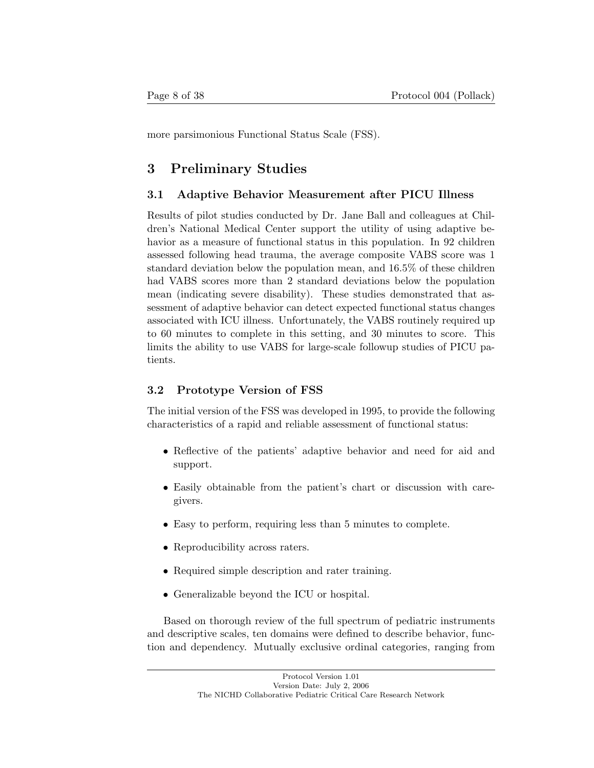more parsimonious Functional Status Scale (FSS).

# 3 Preliminary Studies

## 3.1 Adaptive Behavior Measurement after PICU Illness

Results of pilot studies conducted by Dr. Jane Ball and colleagues at Children's National Medical Center support the utility of using adaptive behavior as a measure of functional status in this population. In 92 children assessed following head trauma, the average composite VABS score was 1 standard deviation below the population mean, and 16.5% of these children had VABS scores more than 2 standard deviations below the population mean (indicating severe disability). These studies demonstrated that assessment of adaptive behavior can detect expected functional status changes associated with ICU illness. Unfortunately, the VABS routinely required up to 60 minutes to complete in this setting, and 30 minutes to score. This limits the ability to use VABS for large-scale followup studies of PICU patients.

## 3.2 Prototype Version of FSS

The initial version of the FSS was developed in 1995, to provide the following characteristics of a rapid and reliable assessment of functional status:

- Reflective of the patients' adaptive behavior and need for aid and support.
- Easily obtainable from the patient's chart or discussion with caregivers.
- Easy to perform, requiring less than 5 minutes to complete.
- Reproducibility across raters.
- Required simple description and rater training.
- Generalizable beyond the ICU or hospital.

Based on thorough review of the full spectrum of pediatric instruments and descriptive scales, ten domains were defined to describe behavior, function and dependency. Mutually exclusive ordinal categories, ranging from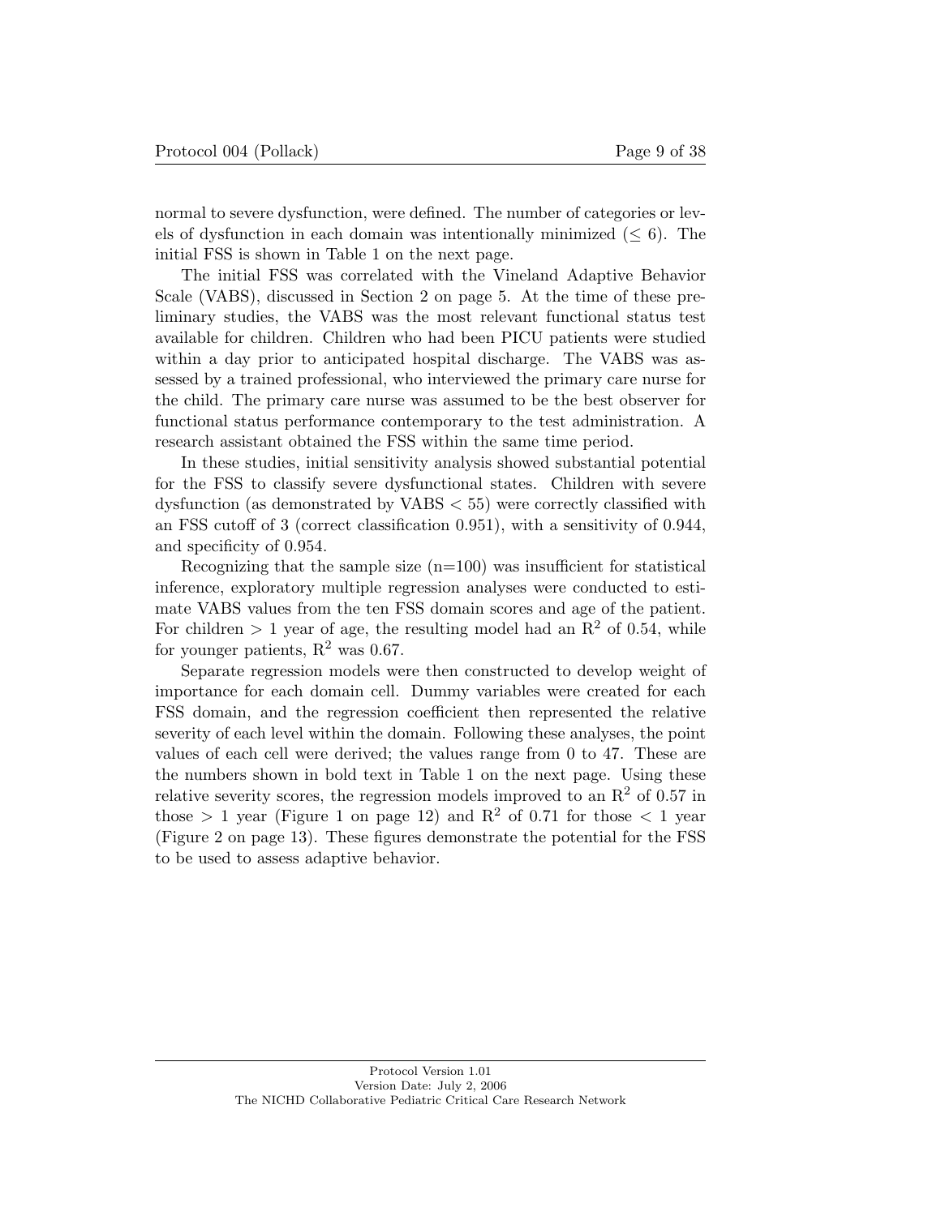normal to severe dysfunction, were defined. The number of categories or levels of dysfunction in each domain was intentionally minimized ($\leq 6$). The initial FSS is shown in Table 1 on the next page.

The initial FSS was correlated with the Vineland Adaptive Behavior Scale (VABS), discussed in Section 2 on page 5. At the time of these preliminary studies, the VABS was the most relevant functional status test available for children. Children who had been PICU patients were studied within a day prior to anticipated hospital discharge. The VABS was assessed by a trained professional, who interviewed the primary care nurse for the child. The primary care nurse was assumed to be the best observer for functional status performance contemporary to the test administration. A research assistant obtained the FSS within the same time period.

In these studies, initial sensitivity analysis showed substantial potential for the FSS to classify severe dysfunctional states. Children with severe dysfunction (as demonstrated by VABS $< 55$) were correctly classified with an FSS cutoff of 3 (correct classification 0.951), with a sensitivity of 0.944, and specificity of 0.954.

Recognizing that the sample size (n=100) was insufficient for statistical inference, exploratory multiple regression analyses were conducted to estimate VABS values from the ten FSS domain scores and age of the patient. For children $> 1$ year of age, the resulting model had an $R^2$ of 0.54, while for younger patients, $R^2$ was 0.67.

Separate regression models were then constructed to develop weight of importance for each domain cell. Dummy variables were created for each FSS domain, and the regression coefficient then represented the relative severity of each level within the domain. Following these analyses, the point values of each cell were derived; the values range from 0 to 47. These are the numbers shown in bold text in Table 1 on the next page. Using these relative severity scores, the regression models improved to an $R^2$ of 0.57 in those $> 1$ year (Figure 1 on page 12) and $R^2$ of 0.71 for those $< 1$ year (Figure 2 on page 13). These figures demonstrate the potential for the FSS to be used to assess adaptive behavior.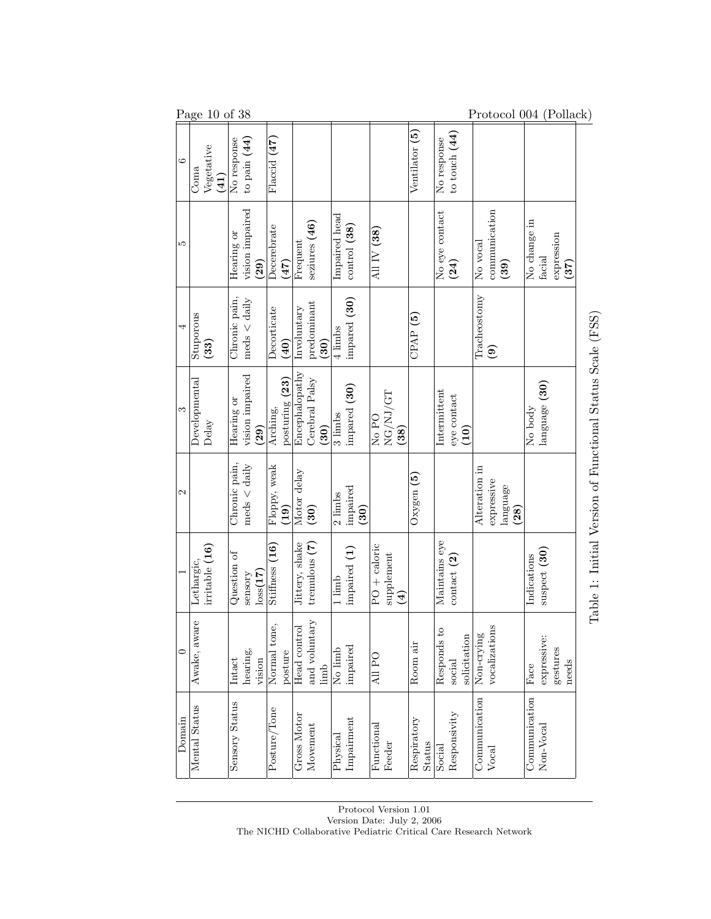| Domain | 0 | 1 | 2 | 3 | 4 | 5 | 6 |
|---|---|---|---|---|---|---|---|
| Mental Status | Awake, aware | Lethargic, irritable **(16)** | | Developmental Delay | Stuporous **(33)** | | Coma Vegetative **(41)** |
| Sensory Status | Intact hearing, vision | Question of sensory loss**(17)** | Chronic pain, meds < daily | Hearing or vision impaired **(29)** | Chronic pain, meds < daily | Hearing or vision impaired **(29)** | No response to pain **(44)** |
| Posture/Tone | Normal tone, posture | Stiffness **(16)** | Floppy, weak **(19)** | Arching, posturing **(23)** | Decorticate **(40)** | Decerebrate **(47)** | Flaccid **(47)** |
| Gross Motor Movement | Head control and voluntary limb | Jittery, shake tremulous **(7)** | Motor delay **(30)** | Encephalopathy Cerebral Palsy **(30)** | Involuntary predominant **(30)** | Frequent seziures **(46)** | |
| Physical Impairment | No limb impaired | 1 limb impaired **(1)** | 2 limbs impaired **(30)** | 3 limbs impared **(30)** | 4 limbs impared **(30)** | Impaired head control **(38)** | |
| Functional Feeder | All PO | PO + caloric supplement **(4)** | | No PO NG/NJ/GT **(38)** | | All IV **(38)** | |
| Respiratory Status | Room air | | Oxygen **(5)** | | CPAP **(5)** | | Ventilator **(5)** |
| Social Responsivity | Responds to social solicitation | Maintains eye contact **(2)** | | Intermittent eye contact **(10)** | | No eye contact **(24)** | No response to touch **(44)** |
| Communication Vocal | Non-crying vocalizations | | Alteration in expressive language **(28)** | | Tracheostomy **(9)** | No vocal communication **(39)** | |
| Communication Non-Vocal | Face expressive: gestures needs | Indications suspect **(30)** | | No body language **(30)** | | No change in facial expression **(37)** | |

Table 1: Initial Version of Functional Status Scale (FSS)

Protocol Version 1.01
Version Date: July 2, 2006
The NICHD Collaborative Pediatric Critical Care Research Network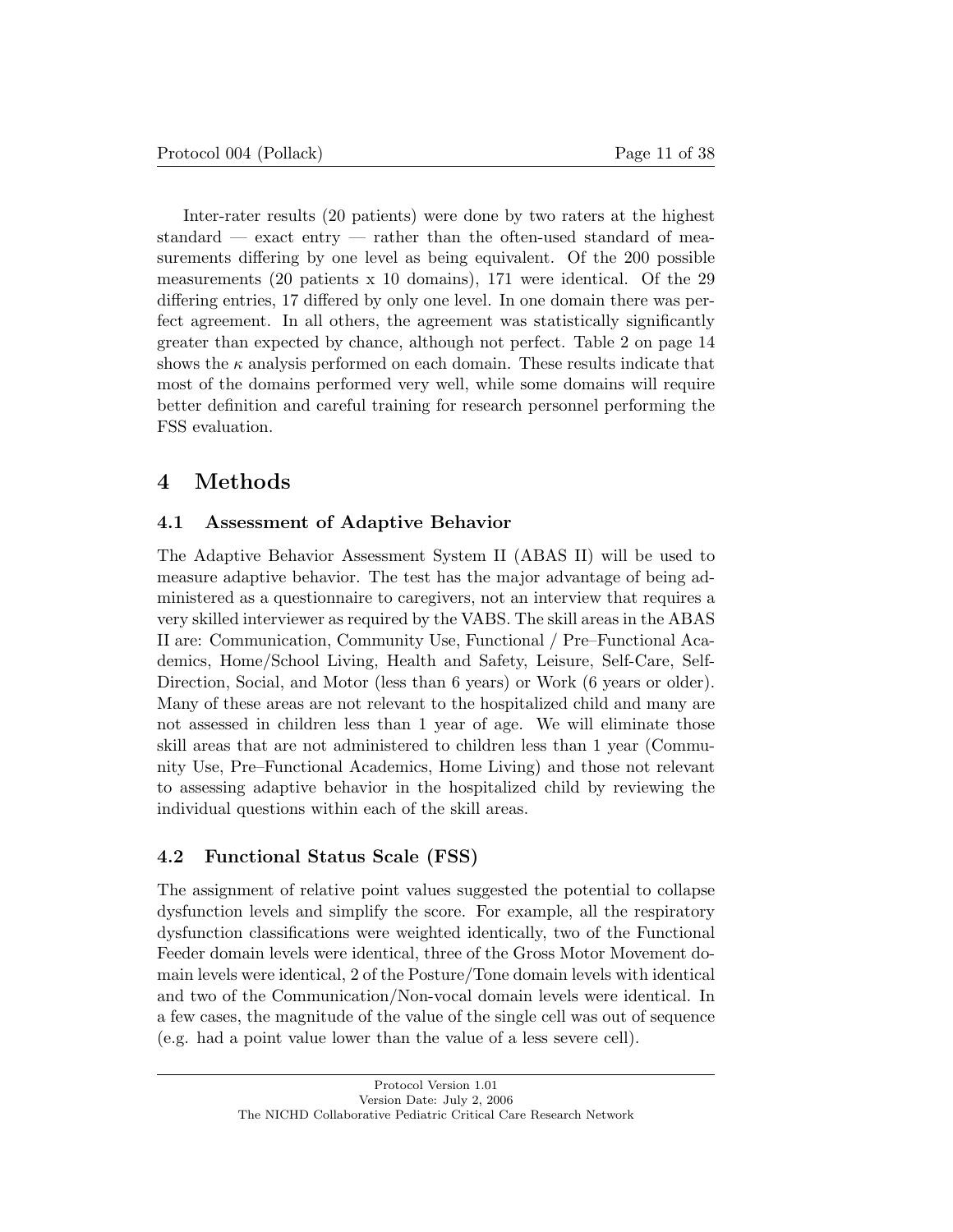Inter-rater results (20 patients) were done by two raters at the highest standard — exact entry — rather than the often-used standard of measurements differing by one level as being equivalent. Of the 200 possible measurements (20 patients x 10 domains), 171 were identical. Of the 29 differing entries, 17 differed by only one level. In one domain there was perfect agreement. In all others, the agreement was statistically significantly greater than expected by chance, although not perfect. Table 2 on page 14 shows the $\kappa$ analysis performed on each domain. These results indicate that most of the domains performed very well, while some domains will require better definition and careful training for research personnel performing the FSS evaluation.

# 4 Methods

## 4.1 Assessment of Adaptive Behavior

The Adaptive Behavior Assessment System II (ABAS II) will be used to measure adaptive behavior. The test has the major advantage of being administered as a questionnaire to caregivers, not an interview that requires a very skilled interviewer as required by the VABS. The skill areas in the ABAS II are: Communication, Community Use, Functional / Pre–Functional Academics, Home/School Living, Health and Safety, Leisure, Self-Care, Self-Direction, Social, and Motor (less than 6 years) or Work (6 years or older). Many of these areas are not relevant to the hospitalized child and many are not assessed in children less than 1 year of age. We will eliminate those skill areas that are not administered to children less than 1 year (Community Use, Pre–Functional Academics, Home Living) and those not relevant to assessing adaptive behavior in the hospitalized child by reviewing the individual questions within each of the skill areas.

## 4.2 Functional Status Scale (FSS)

The assignment of relative point values suggested the potential to collapse dysfunction levels and simplify the score. For example, all the respiratory dysfunction classifications were weighted identically, two of the Functional Feeder domain levels were identical, three of the Gross Motor Movement domain levels were identical, 2 of the Posture/Tone domain levels with identical and two of the Communication/Non-vocal domain levels were identical. In a few cases, the magnitude of the value of the single cell was out of sequence (e.g. had a point value lower than the value of a less severe cell).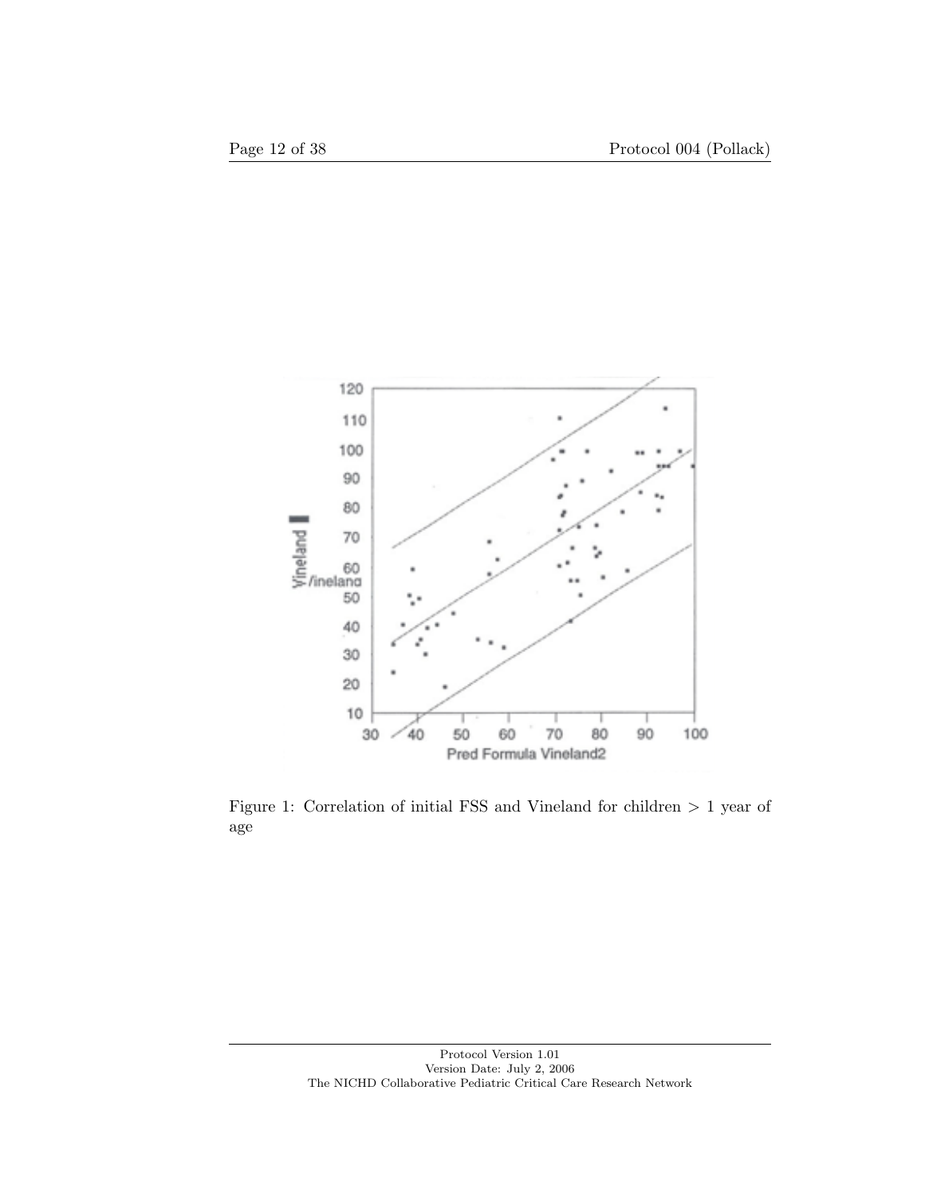Figure 1: Correlation of initial FSS and Vineland for children > 1 year of age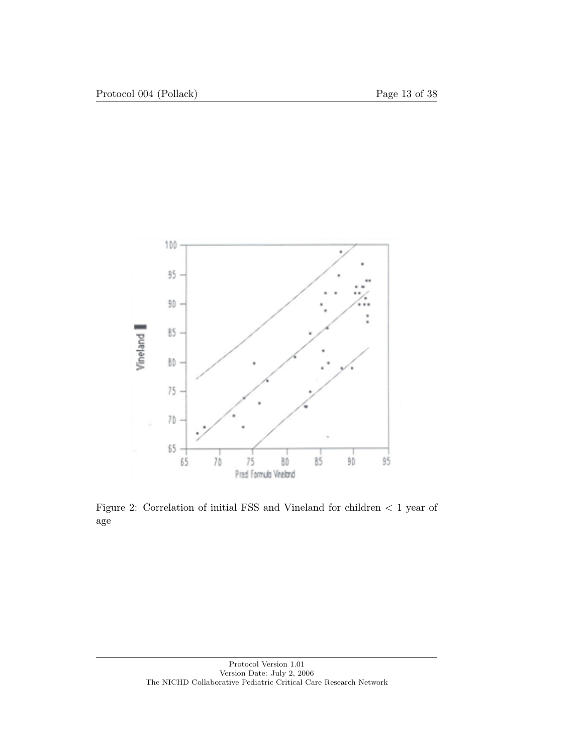Figure 2: Correlation of initial FSS and Vineland for children $<$ 1 year of age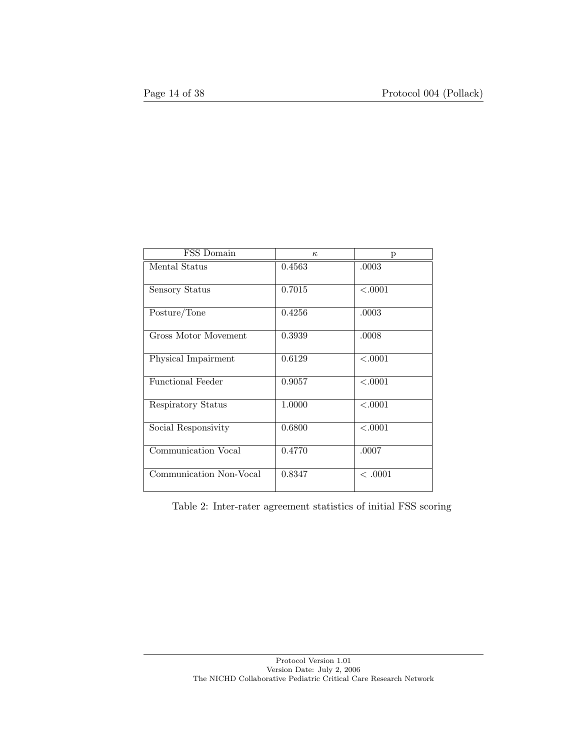| FSS Domain | $\kappa$ | p |
|---|---|---|
| Mental Status | 0.4563 | .0003 |
| Sensory Status | 0.7015 | <.0001 |
| Posture/Tone | 0.4256 | .0003 |
| Gross Motor Movement | 0.3939 | .0008 |
| Physical Impairment | 0.6129 | <.0001 |
| Functional Feeder | 0.9057 | <.0001 |
| Respiratory Status | 1.0000 | <.0001 |
| Social Responsivity | 0.6800 | <.0001 |
| Communication Vocal | 0.4770 | .0007 |
| Communication Non-Vocal | 0.8347 | < .0001 |

Table 2: Inter-rater agreement statistics of initial FSS scoring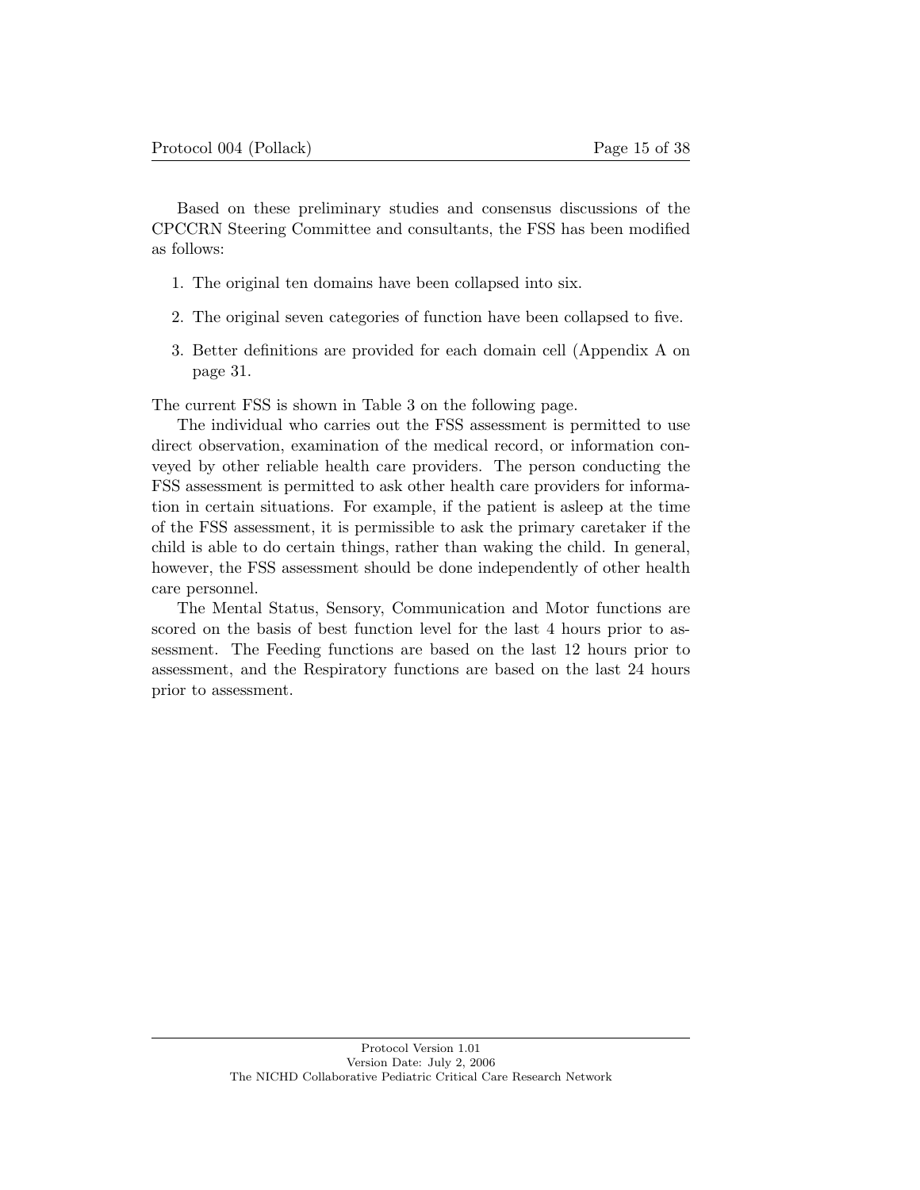Based on these preliminary studies and consensus discussions of the CPCCRN Steering Committee and consultants, the FSS has been modified as follows:

1. The original ten domains have been collapsed into six.
2. The original seven categories of function have been collapsed to five.
3. Better definitions are provided for each domain cell (Appendix A on page 31.

The current FSS is shown in Table 3 on the following page.

The individual who carries out the FSS assessment is permitted to use direct observation, examination of the medical record, or information conveyed by other reliable health care providers. The person conducting the FSS assessment is permitted to ask other health care providers for information in certain situations. For example, if the patient is asleep at the time of the FSS assessment, it is permissible to ask the primary caretaker if the child is able to do certain things, rather than waking the child. In general, however, the FSS assessment should be done independently of other health care personnel.

The Mental Status, Sensory, Communication and Motor functions are scored on the basis of best function level for the last 4 hours prior to assessment. The Feeding functions are based on the last 12 hours prior to assessment, and the Respiratory functions are based on the last 24 hours prior to assessment.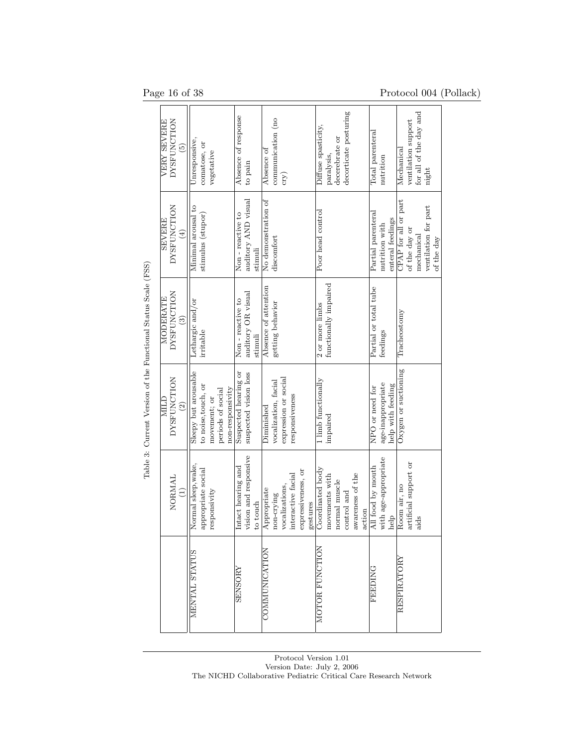Table 3: Current Version of the Functional Status Scale (FSS)

| | NORMAL (1) | MILD DYSFUNCTION (2) | MODERATE DYSFUNCTION (3) | SEVERE DYSFUNCTION (4) | VERY SEVERE DYSFUNCTION (5) |
|---|---|---|---|---|---|
| MENTAL STATUS | Normal sleep, wake, appropriate social responsivity | Sleepy but arousable to noise, touch, or movement; or periods of social non-responsivity | Lethargic and/or irritable | Minimal arousal to stimulus (stupor) | Unresponsive, comatose, or vegetative |
| SENSORY | Intact hearing and vision and responsive to touch | Suspected hearing or suspected vision loss | Non - reactive to auditory OR visual stimuli | Non - reactive to auditory AND visual stimuli | Absence of response to pain |
| COMMUNICATION | Appropriate non-crying vocalizations, interactive facial expressiveness, or gestures | Diminished vocalization, facial expression or social responsiveness | Absence of attention getting behavior | No demonstration of discomfort | Absence of communication (no cry) |
| MOTOR FUNCTION | Coordinated body movements with normal muscle control and awareness of the action | 1 limb functionally impaired | 2 or more limbs functionally impaired | Poor head control | Diffuse spasticity, paralysis, decerebrate or decorticate posturing |
| FEEDING | All food by mouth with age-appropriate help | NPO or need for age-inappropriate help with feeding | Partial or total tube feedings | Partial parenteral nutrition with enteral feedings | Total parenteral nutrition |
| RESPIRATORY | Room air, no artificial support or aids | Oxygen or suctioning | Tracheostomy | CPAP for all or part of the day or mechanical ventilation for part of the day | Mechanical ventilation support for all of the day and night |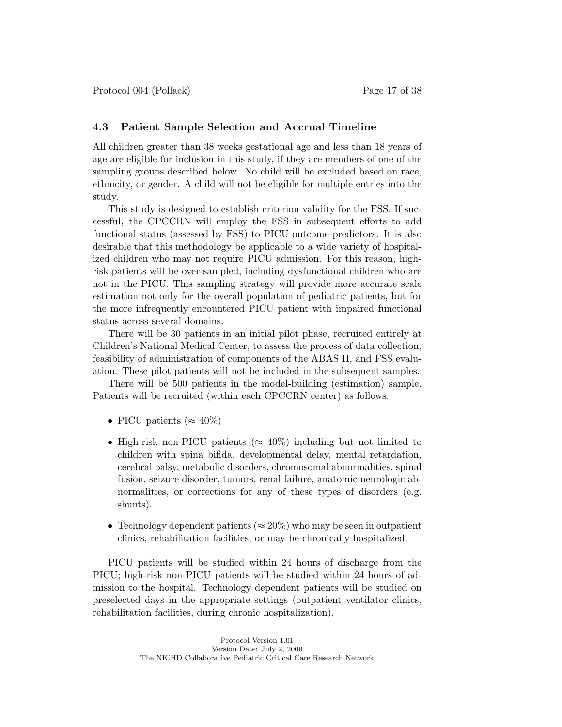### 4.3 Patient Sample Selection and Accrual Timeline

All children greater than 38 weeks gestational age and less than 18 years of age are eligible for inclusion in this study, if they are members of one of the sampling groups described below. No child will be excluded based on race, ethnicity, or gender. A child will not be eligible for multiple entries into the study.

This study is designed to establish criterion validity for the FSS. If successful, the CPCCRN will employ the FSS in subsequent efforts to add functional status (assessed by FSS) to PICU outcome predictors. It is also desirable that this methodology be applicable to a wide variety of hospitalized children who may not require PICU admission. For this reason, high-risk patients will be over-sampled, including dysfunctional children who are not in the PICU. This sampling strategy will provide more accurate scale estimation not only for the overall population of pediatric patients, but for the more infrequently encountered PICU patient with impaired functional status across several domains.

There will be 30 patients in an initial pilot phase, recruited entirely at Children's National Medical Center, to assess the process of data collection, feasibility of administration of components of the ABAS II, and FSS evaluation. These pilot patients will not be included in the subsequent samples.

There will be 500 patients in the model-building (estimation) sample. Patients will be recruited (within each CPCCRN center) as follows:

- PICU patients ($\approx 40\%$)
- High-risk non-PICU patients ($\approx 40\%$) including but not limited to children with spina bifida, developmental delay, mental retardation, cerebral palsy, metabolic disorders, chromosomal abnormalities, spinal fusion, seizure disorder, tumors, renal failure, anatomic neurologic abnormalities, or corrections for any of these types of disorders (e.g. shunts).
- Technology dependent patients ($\approx 20\%$) who may be seen in outpatient clinics, rehabilitation facilities, or may be chronically hospitalized.

PICU patients will be studied within 24 hours of discharge from the PICU; high-risk non-PICU patients will be studied within 24 hours of admission to the hospital. Technology dependent patients will be studied on preselected days in the appropriate settings (outpatient ventilator clinics, rehabilitation facilities, during chronic hospitalization).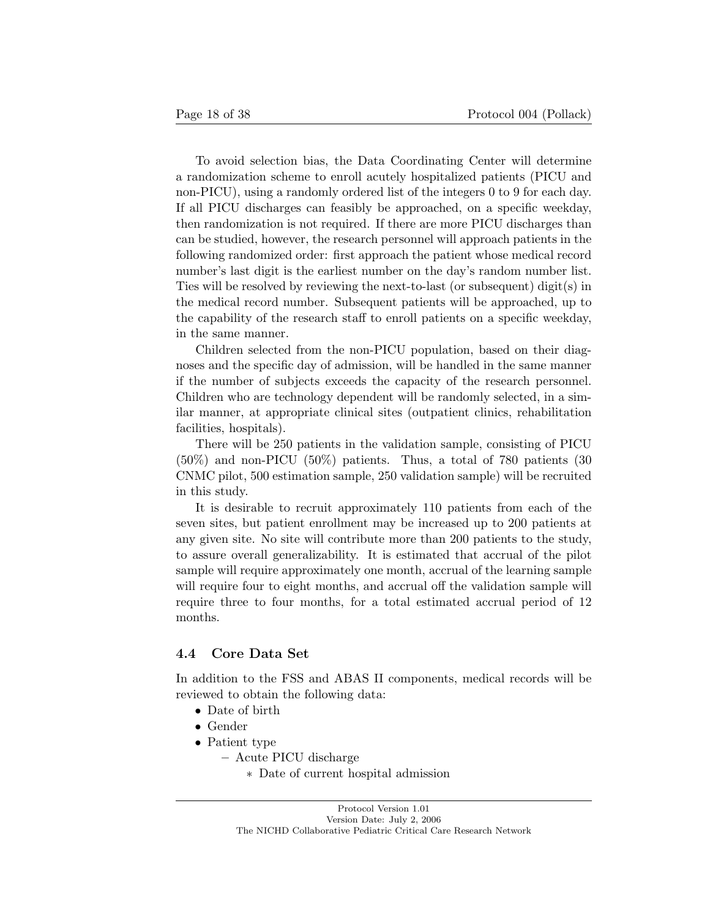To avoid selection bias, the Data Coordinating Center will determine a randomization scheme to enroll acutely hospitalized patients (PICU and non-PICU), using a randomly ordered list of the integers 0 to 9 for each day. If all PICU discharges can feasibly be approached, on a specific weekday, then randomization is not required. If there are more PICU discharges than can be studied, however, the research personnel will approach patients in the following randomized order: first approach the patient whose medical record number's last digit is the earliest number on the day's random number list. Ties will be resolved by reviewing the next-to-last (or subsequent) digit(s) in the medical record number. Subsequent patients will be approached, up to the capability of the research staff to enroll patients on a specific weekday, in the same manner.

Children selected from the non-PICU population, based on their diagnoses and the specific day of admission, will be handled in the same manner if the number of subjects exceeds the capacity of the research personnel. Children who are technology dependent will be randomly selected, in a similar manner, at appropriate clinical sites (outpatient clinics, rehabilitation facilities, hospitals).

There will be 250 patients in the validation sample, consisting of PICU (50%) and non-PICU (50%) patients. Thus, a total of 780 patients (30 CNMC pilot, 500 estimation sample, 250 validation sample) will be recruited in this study.

It is desirable to recruit approximately 110 patients from each of the seven sites, but patient enrollment may be increased up to 200 patients at any given site. No site will contribute more than 200 patients to the study, to assure overall generalizability. It is estimated that accrual of the pilot sample will require approximately one month, accrual of the learning sample will require four to eight months, and accrual off the validation sample will require three to four months, for a total estimated accrual period of 12 months.

### 4.4 Core Data Set

In addition to the FSS and ABAS II components, medical records will be reviewed to obtain the following data:

- Date of birth
- Gender
- Patient type
    - Acute PICU discharge
        - Date of current hospital admission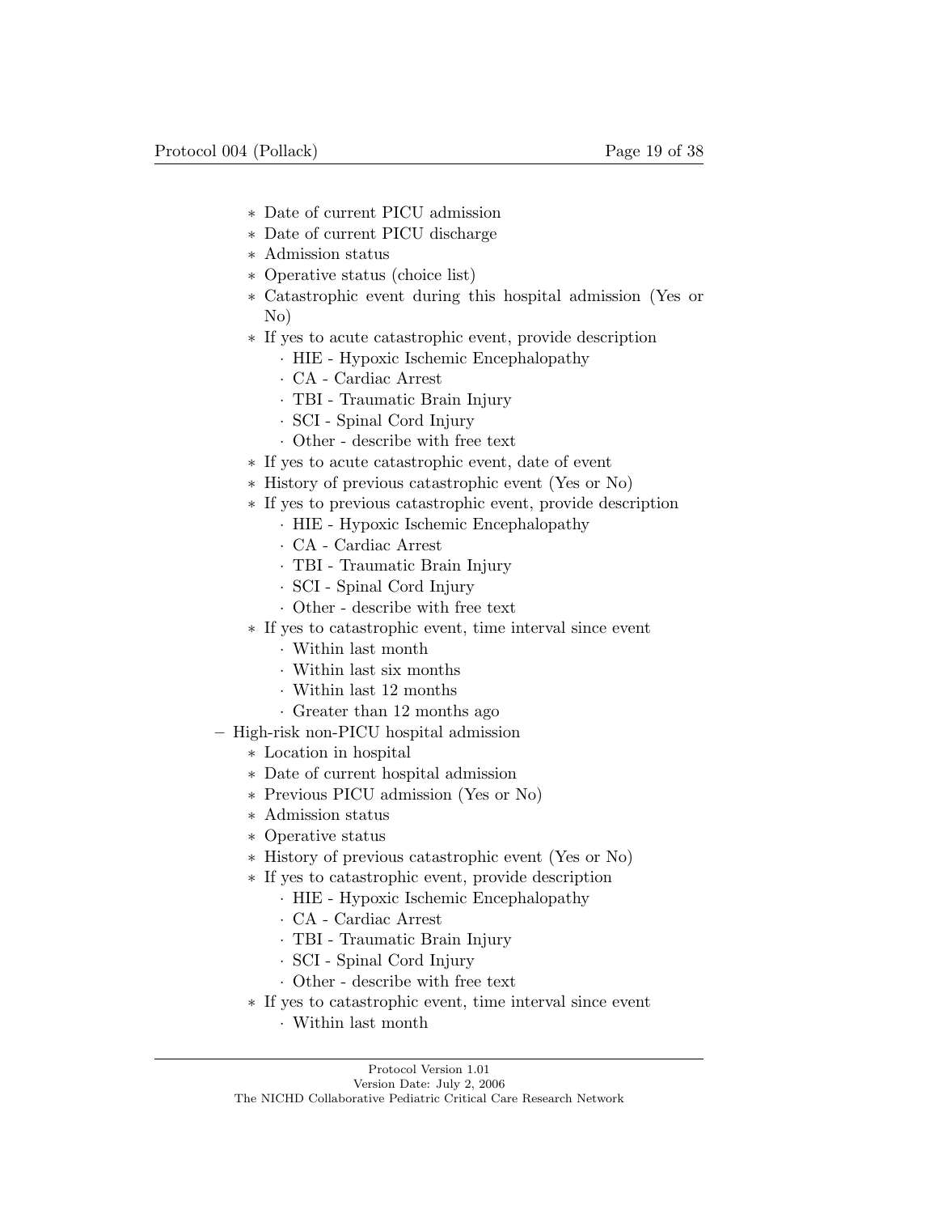- Date of current PICU admission
    - Date of current PICU discharge
    - Admission status
    - Operative status (choice list)
    - Catastrophic event during this hospital admission (Yes or No)
    - If yes to acute catastrophic event, provide description
      - HIE - Hypoxic Ischemic Encephalopathy
      - CA - Cardiac Arrest
      - TBI - Traumatic Brain Injury
      - SCI - Spinal Cord Injury
      - Other - describe with free text
    - If yes to acute catastrophic event, date of event
    - History of previous catastrophic event (Yes or No)
    - If yes to previous catastrophic event, provide description
      - HIE - Hypoxic Ischemic Encephalopathy
      - CA - Cardiac Arrest
      - TBI - Traumatic Brain Injury
      - SCI - Spinal Cord Injury
      - Other - describe with free text
    - If yes to catastrophic event, time interval since event
      - Within last month
      - Within last six months
      - Within last 12 months
      - Greater than 12 months ago
  - High-risk non-PICU hospital admission
    - Location in hospital
    - Date of current hospital admission
    - Previous PICU admission (Yes or No)
    - Admission status
    - Operative status
    - History of previous catastrophic event (Yes or No)
    - If yes to catastrophic event, provide description
      - HIE - Hypoxic Ischemic Encephalopathy
      - CA - Cardiac Arrest
      - TBI - Traumatic Brain Injury
      - SCI - Spinal Cord Injury
      - Other - describe with free text
    - If yes to catastrophic event, time interval since event
      - Within last month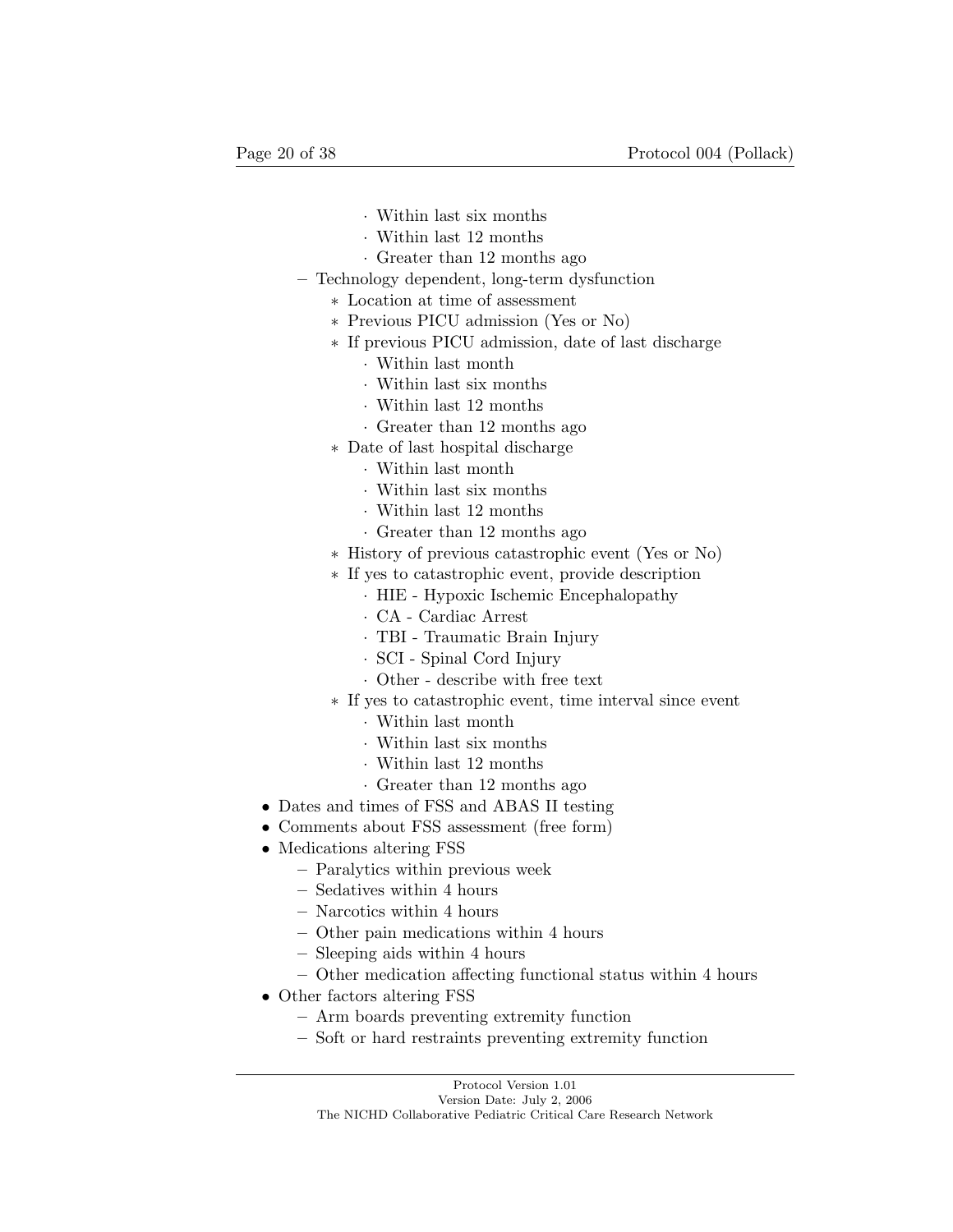- Within last six months
        - Within last 12 months
        - Greater than 12 months ago
  - Technology dependent, long-term dysfunction
    - Location at time of assessment
    - Previous PICU admission (Yes or No)
    - If previous PICU admission, date of last discharge
      - Within last month
      - Within last six months
      - Within last 12 months
      - Greater than 12 months ago
    - Date of last hospital discharge
      - Within last month
      - Within last six months
      - Within last 12 months
      - Greater than 12 months ago
    - History of previous catastrophic event (Yes or No)
    - If yes to catastrophic event, provide description
      - HIE - Hypoxic Ischemic Encephalopathy
      - CA - Cardiac Arrest
      - TBI - Traumatic Brain Injury
      - SCI - Spinal Cord Injury
      - Other - describe with free text
    - If yes to catastrophic event, time interval since event
      - Within last month
      - Within last six months
      - Within last 12 months
      - Greater than 12 months ago
- Dates and times of FSS and ABAS II testing
- Comments about FSS assessment (free form)
- Medications altering FSS
  - Paralytics within previous week
  - Sedatives within 4 hours
  - Narcotics within 4 hours
  - Other pain medications within 4 hours
  - Sleeping aids within 4 hours
  - Other medication affecting functional status within 4 hours
- Other factors altering FSS
  - Arm boards preventing extremity function
  - Soft or hard restraints preventing extremity function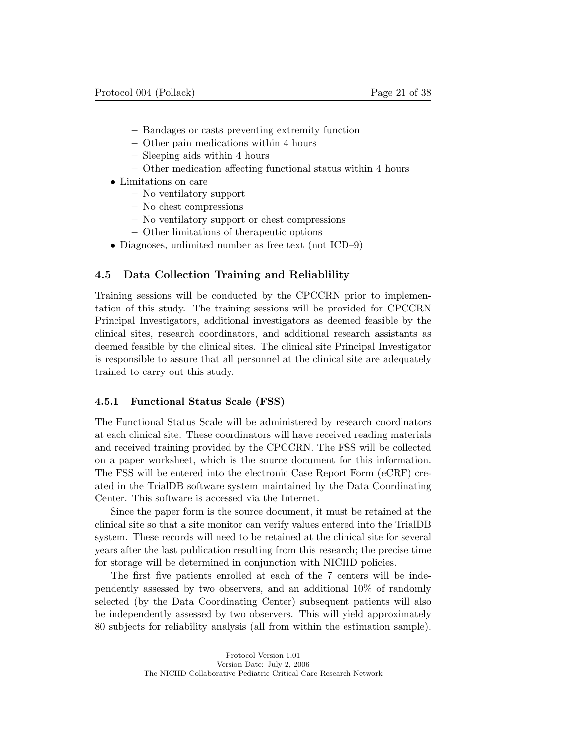- Bandages or casts preventing extremity function
  - Other pain medications within 4 hours
  - Sleeping aids within 4 hours
  - Other medication affecting functional status within 4 hours
- Limitations on care
  - No ventilatory support
  - No chest compressions
  - No ventilatory support or chest compressions
  - Other limitations of therapeutic options
- Diagnoses, unlimited number as free text (not ICD–9)

## 4.5 Data Collection Training and Reliablility

Training sessions will be conducted by the CPCCRN prior to implementation of this study. The training sessions will be provided for CPCCRN Principal Investigators, additional investigators as deemed feasible by the clinical sites, research coordinators, and additional research assistants as deemed feasible by the clinical sites. The clinical site Principal Investigator is responsible to assure that all personnel at the clinical site are adequately trained to carry out this study.

### 4.5.1 Functional Status Scale (FSS)

The Functional Status Scale will be administered by research coordinators at each clinical site. These coordinators will have received reading materials and received training provided by the CPCCRN. The FSS will be collected on a paper worksheet, which is the source document for this information. The FSS will be entered into the electronic Case Report Form (eCRF) created in the TrialDB software system maintained by the Data Coordinating Center. This software is accessed via the Internet.

Since the paper form is the source document, it must be retained at the clinical site so that a site monitor can verify values entered into the TrialDB system. These records will need to be retained at the clinical site for several years after the last publication resulting from this research; the precise time for storage will be determined in conjunction with NICHD policies.

The first five patients enrolled at each of the 7 centers will be independently assessed by two observers, and an additional 10% of randomly selected (by the Data Coordinating Center) subsequent patients will also be independently assessed by two observers. This will yield approximately 80 subjects for reliability analysis (all from within the estimation sample).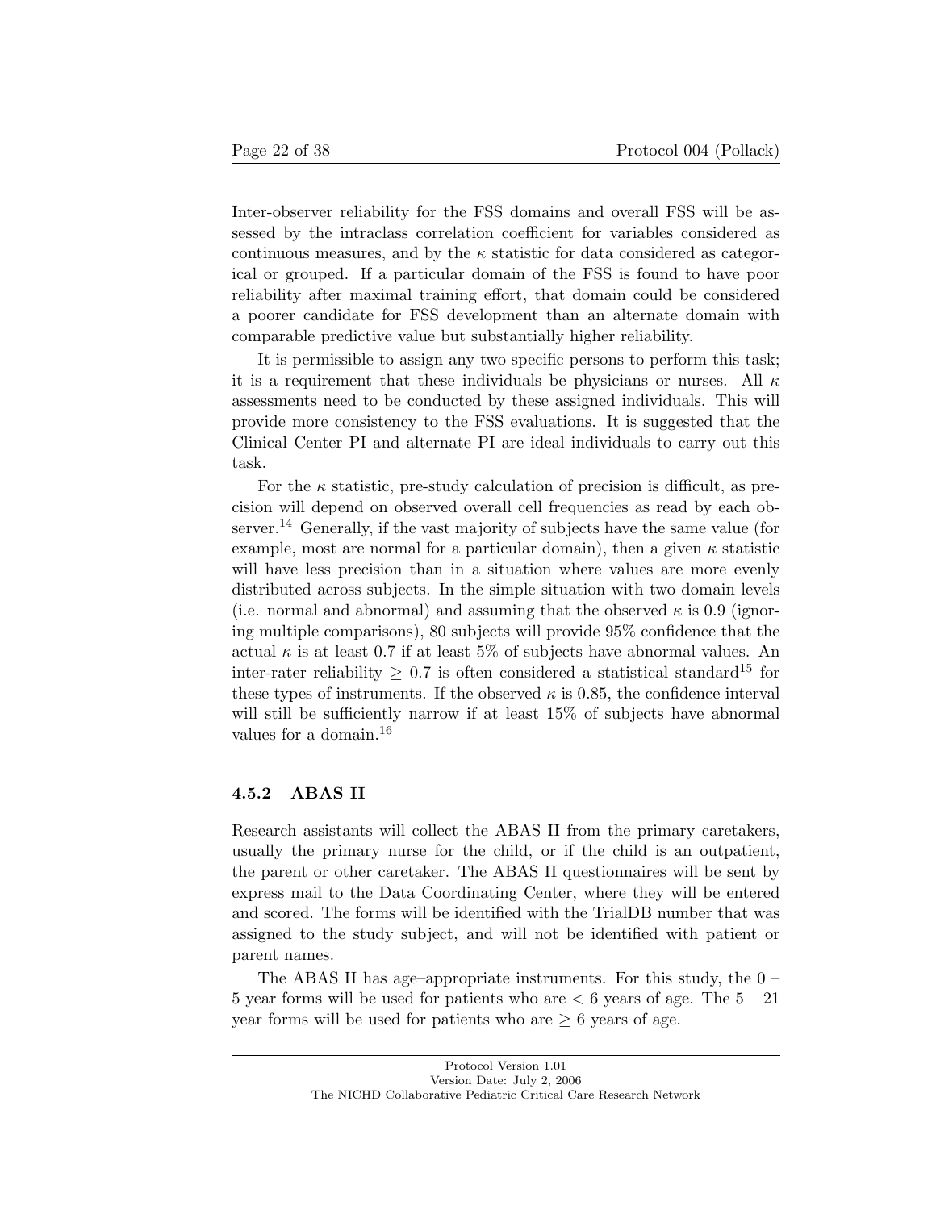Inter-observer reliability for the FSS domains and overall FSS will be assessed by the intraclass correlation coefficient for variables considered as continuous measures, and by the $\kappa$ statistic for data considered as categorical or grouped. If a particular domain of the FSS is found to have poor reliability after maximal training effort, that domain could be considered a poorer candidate for FSS development than an alternate domain with comparable predictive value but substantially higher reliability.

It is permissible to assign any two specific persons to perform this task; it is a requirement that these individuals be physicians or nurses. All $\kappa$ assessments need to be conducted by these assigned individuals. This will provide more consistency to the FSS evaluations. It is suggested that the Clinical Center PI and alternate PI are ideal individuals to carry out this task.

For the $\kappa$ statistic, pre-study calculation of precision is difficult, as precision will depend on observed overall cell frequencies as read by each observer.[14] Generally, if the vast majority of subjects have the same value (for example, most are normal for a particular domain), then a given $\kappa$ statistic will have less precision than in a situation where values are more evenly distributed across subjects. In the simple situation with two domain levels (i.e. normal and abnormal) and assuming that the observed $\kappa$ is 0.9 (ignoring multiple comparisons), 80 subjects will provide 95% confidence that the actual $\kappa$ is at least 0.7 if at least 5% of subjects have abnormal values. An inter-rater reliability $\geq 0.7$ is often considered a statistical standard[15] for these types of instruments. If the observed $\kappa$ is 0.85, the confidence interval will still be sufficiently narrow if at least 15% of subjects have abnormal values for a domain.[16]

#### 4.5.2 ABAS II

Research assistants will collect the ABAS II from the primary caretakers, usually the primary nurse for the child, or if the child is an outpatient, the parent or other caretaker. The ABAS II questionnaires will be sent by express mail to the Data Coordinating Center, where they will be entered and scored. The forms will be identified with the TrialDB number that was assigned to the study subject, and will not be identified with patient or parent names.

The ABAS II has age–appropriate instruments. For this study, the 0 – 5 year forms will be used for patients who are $< 6$ years of age. The 5 – 21 year forms will be used for patients who are $\geq 6$ years of age.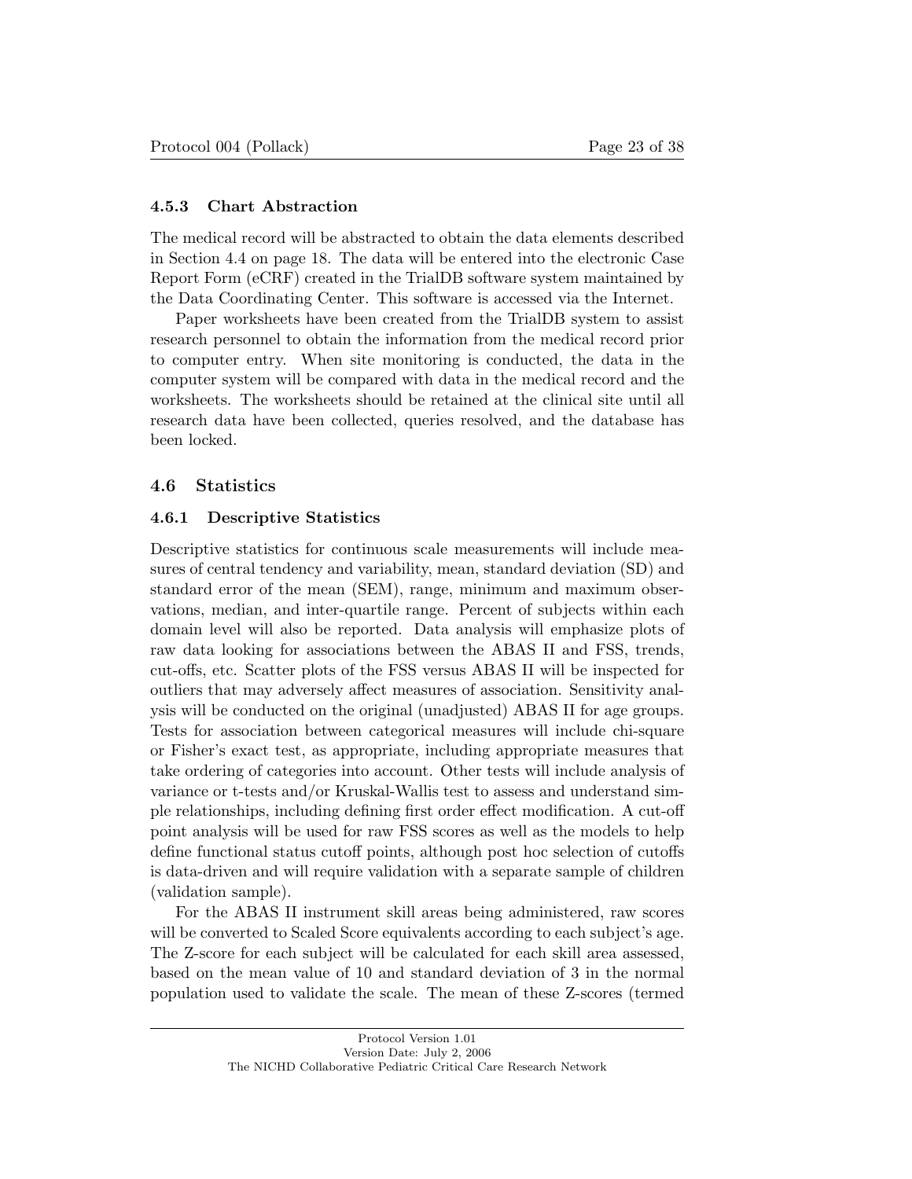### 4.5.3 Chart Abstraction

The medical record will be abstracted to obtain the data elements described in Section 4.4 on page 18. The data will be entered into the electronic Case Report Form (eCRF) created in the TrialDB software system maintained by the Data Coordinating Center. This software is accessed via the Internet.

Paper worksheets have been created from the TrialDB system to assist research personnel to obtain the information from the medical record prior to computer entry. When site monitoring is conducted, the data in the computer system will be compared with data in the medical record and the worksheets. The worksheets should be retained at the clinical site until all research data have been collected, queries resolved, and the database has been locked.

## 4.6 Statistics

### 4.6.1 Descriptive Statistics

Descriptive statistics for continuous scale measurements will include measures of central tendency and variability, mean, standard deviation (SD) and standard error of the mean (SEM), range, minimum and maximum observations, median, and inter-quartile range. Percent of subjects within each domain level will also be reported. Data analysis will emphasize plots of raw data looking for associations between the ABAS II and FSS, trends, cut-offs, etc. Scatter plots of the FSS versus ABAS II will be inspected for outliers that may adversely affect measures of association. Sensitivity analysis will be conducted on the original (unadjusted) ABAS II for age groups. Tests for association between categorical measures will include chi-square or Fisher's exact test, as appropriate, including appropriate measures that take ordering of categories into account. Other tests will include analysis of variance or t-tests and/or Kruskal-Wallis test to assess and understand simple relationships, including defining first order effect modification. A cut-off point analysis will be used for raw FSS scores as well as the models to help define functional status cutoff points, although post hoc selection of cutoffs is data-driven and will require validation with a separate sample of children (validation sample).

For the ABAS II instrument skill areas being administered, raw scores will be converted to Scaled Score equivalents according to each subject's age. The Z-score for each subject will be calculated for each skill area assessed, based on the mean value of 10 and standard deviation of 3 in the normal population used to validate the scale. The mean of these Z-scores (termed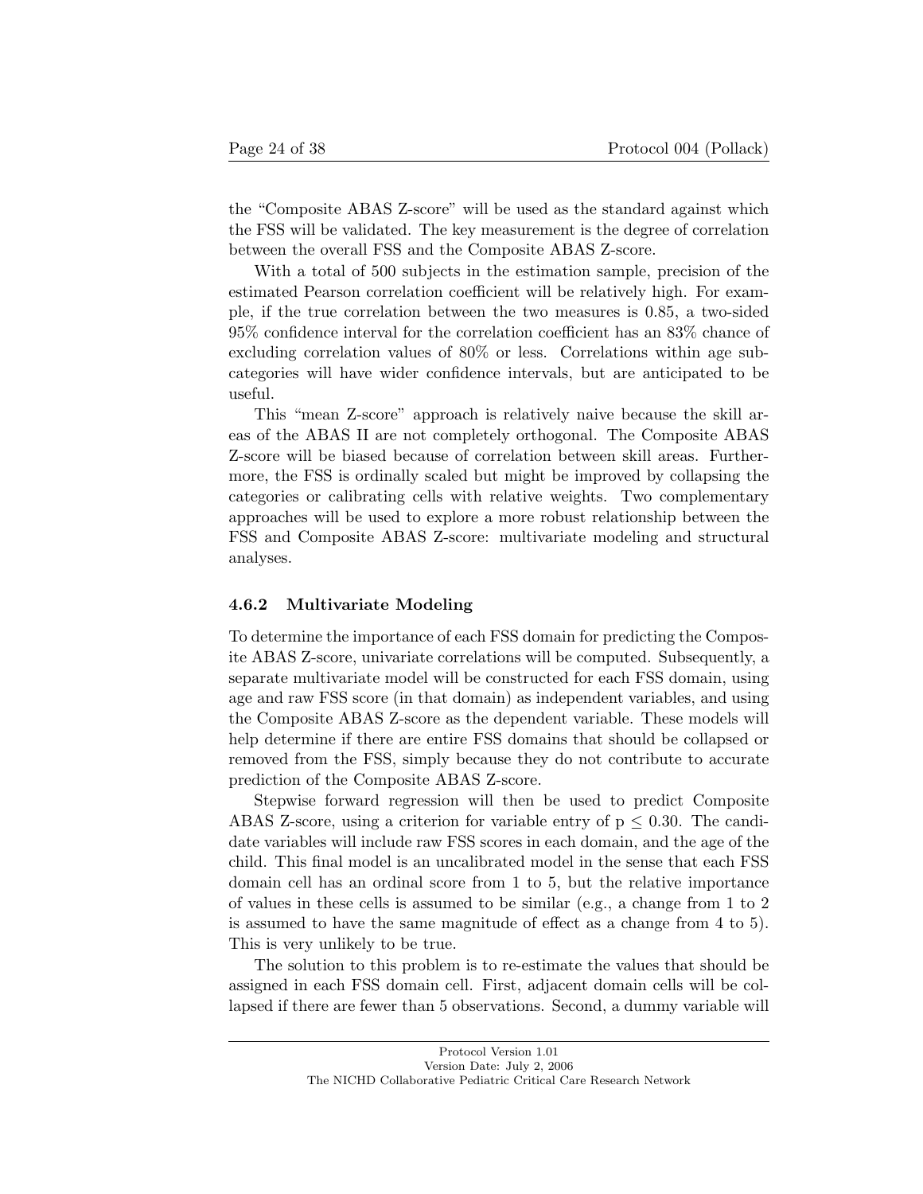the "Composite ABAS Z-score" will be used as the standard against which the FSS will be validated. The key measurement is the degree of correlation between the overall FSS and the Composite ABAS Z-score.

With a total of 500 subjects in the estimation sample, precision of the estimated Pearson correlation coefficient will be relatively high. For example, if the true correlation between the two measures is 0.85, a two-sided 95% confidence interval for the correlation coefficient has an 83% chance of excluding correlation values of 80% or less. Correlations within age subcategories will have wider confidence intervals, but are anticipated to be useful.

This "mean Z-score" approach is relatively naive because the skill areas of the ABAS II are not completely orthogonal. The Composite ABAS Z-score will be biased because of correlation between skill areas. Furthermore, the FSS is ordinally scaled but might be improved by collapsing the categories or calibrating cells with relative weights. Two complementary approaches will be used to explore a more robust relationship between the FSS and Composite ABAS Z-score: multivariate modeling and structural analyses.

### 4.6.2 Multivariate Modeling

To determine the importance of each FSS domain for predicting the Composite ABAS Z-score, univariate correlations will be computed. Subsequently, a separate multivariate model will be constructed for each FSS domain, using age and raw FSS score (in that domain) as independent variables, and using the Composite ABAS Z-score as the dependent variable. These models will help determine if there are entire FSS domains that should be collapsed or removed from the FSS, simply because they do not contribute to accurate prediction of the Composite ABAS Z-score.

Stepwise forward regression will then be used to predict Composite ABAS Z-score, using a criterion for variable entry of $p \leq 0.30$. The candidate variables will include raw FSS scores in each domain, and the age of the child. This final model is an uncalibrated model in the sense that each FSS domain cell has an ordinal score from 1 to 5, but the relative importance of values in these cells is assumed to be similar (e.g., a change from 1 to 2 is assumed to have the same magnitude of effect as a change from 4 to 5). This is very unlikely to be true.

The solution to this problem is to re-estimate the values that should be assigned in each FSS domain cell. First, adjacent domain cells will be collapsed if there are fewer than 5 observations. Second, a dummy variable will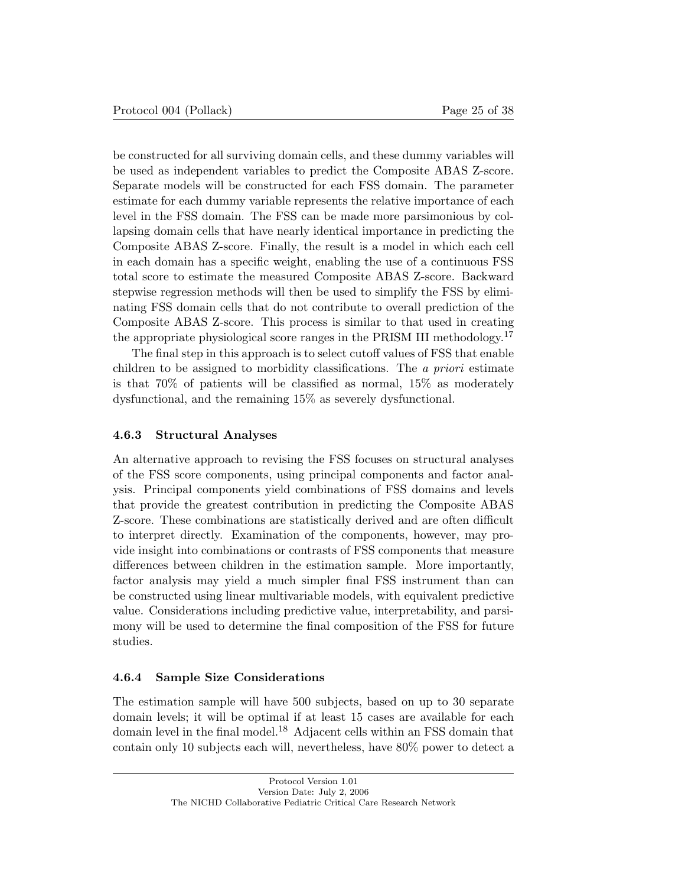be constructed for all surviving domain cells, and these dummy variables will be used as independent variables to predict the Composite ABAS Z-score. Separate models will be constructed for each FSS domain. The parameter estimate for each dummy variable represents the relative importance of each level in the FSS domain. The FSS can be made more parsimonious by collapsing domain cells that have nearly identical importance in predicting the Composite ABAS Z-score. Finally, the result is a model in which each cell in each domain has a specific weight, enabling the use of a continuous FSS total score to estimate the measured Composite ABAS Z-score. Backward stepwise regression methods will then be used to simplify the FSS by eliminating FSS domain cells that do not contribute to overall prediction of the Composite ABAS Z-score. This process is similar to that used in creating the appropriate physiological score ranges in the PRISM III methodology.[17]

The final step in this approach is to select cutoff values of FSS that enable children to be assigned to morbidity classifications. The *a priori* estimate is that 70% of patients will be classified as normal, 15% as moderately dysfunctional, and the remaining 15% as severely dysfunctional.

#### 4.6.3 Structural Analyses

An alternative approach to revising the FSS focuses on structural analyses of the FSS score components, using principal components and factor analysis. Principal components yield combinations of FSS domains and levels that provide the greatest contribution in predicting the Composite ABAS Z-score. These combinations are statistically derived and are often difficult to interpret directly. Examination of the components, however, may provide insight into combinations or contrasts of FSS components that measure differences between children in the estimation sample. More importantly, factor analysis may yield a much simpler final FSS instrument than can be constructed using linear multivariable models, with equivalent predictive value. Considerations including predictive value, interpretability, and parsimony will be used to determine the final composition of the FSS for future studies.

#### 4.6.4 Sample Size Considerations

The estimation sample will have 500 subjects, based on up to 30 separate domain levels; it will be optimal if at least 15 cases are available for each domain level in the final model.[18] Adjacent cells within an FSS domain that contain only 10 subjects each will, nevertheless, have 80% power to detect a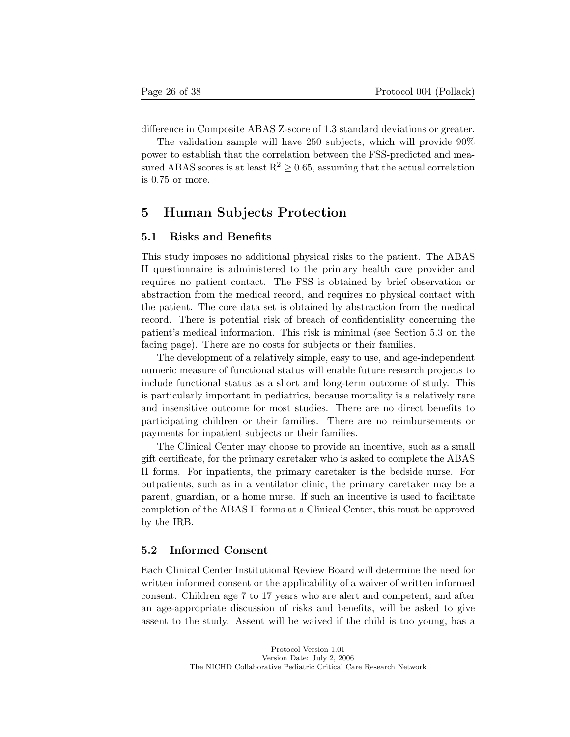difference in Composite ABAS Z-score of 1.3 standard deviations or greater.

The validation sample will have 250 subjects, which will provide 90% power to establish that the correlation between the FSS-predicted and measured ABAS scores is at least $R^2 \geq 0.65$, assuming that the actual correlation is 0.75 or more.

# 5 Human Subjects Protection

## 5.1 Risks and Benefits

This study imposes no additional physical risks to the patient. The ABAS II questionnaire is administered to the primary health care provider and requires no patient contact. The FSS is obtained by brief observation or abstraction from the medical record, and requires no physical contact with the patient. The core data set is obtained by abstraction from the medical record. There is potential risk of breach of confidentiality concerning the patient's medical information. This risk is minimal (see Section 5.3 on the facing page). There are no costs for subjects or their families.

The development of a relatively simple, easy to use, and age-independent numeric measure of functional status will enable future research projects to include functional status as a short and long-term outcome of study. This is particularly important in pediatrics, because mortality is a relatively rare and insensitive outcome for most studies. There are no direct benefits to participating children or their families. There are no reimbursements or payments for inpatient subjects or their families.

The Clinical Center may choose to provide an incentive, such as a small gift certificate, for the primary caretaker who is asked to complete the ABAS II forms. For inpatients, the primary caretaker is the bedside nurse. For outpatients, such as in a ventilator clinic, the primary caretaker may be a parent, guardian, or a home nurse. If such an incentive is used to facilitate completion of the ABAS II forms at a Clinical Center, this must be approved by the IRB.

## 5.2 Informed Consent

Each Clinical Center Institutional Review Board will determine the need for written informed consent or the applicability of a waiver of written informed consent. Children age 7 to 17 years who are alert and competent, and after an age-appropriate discussion of risks and benefits, will be asked to give assent to the study. Assent will be waived if the child is too young, has a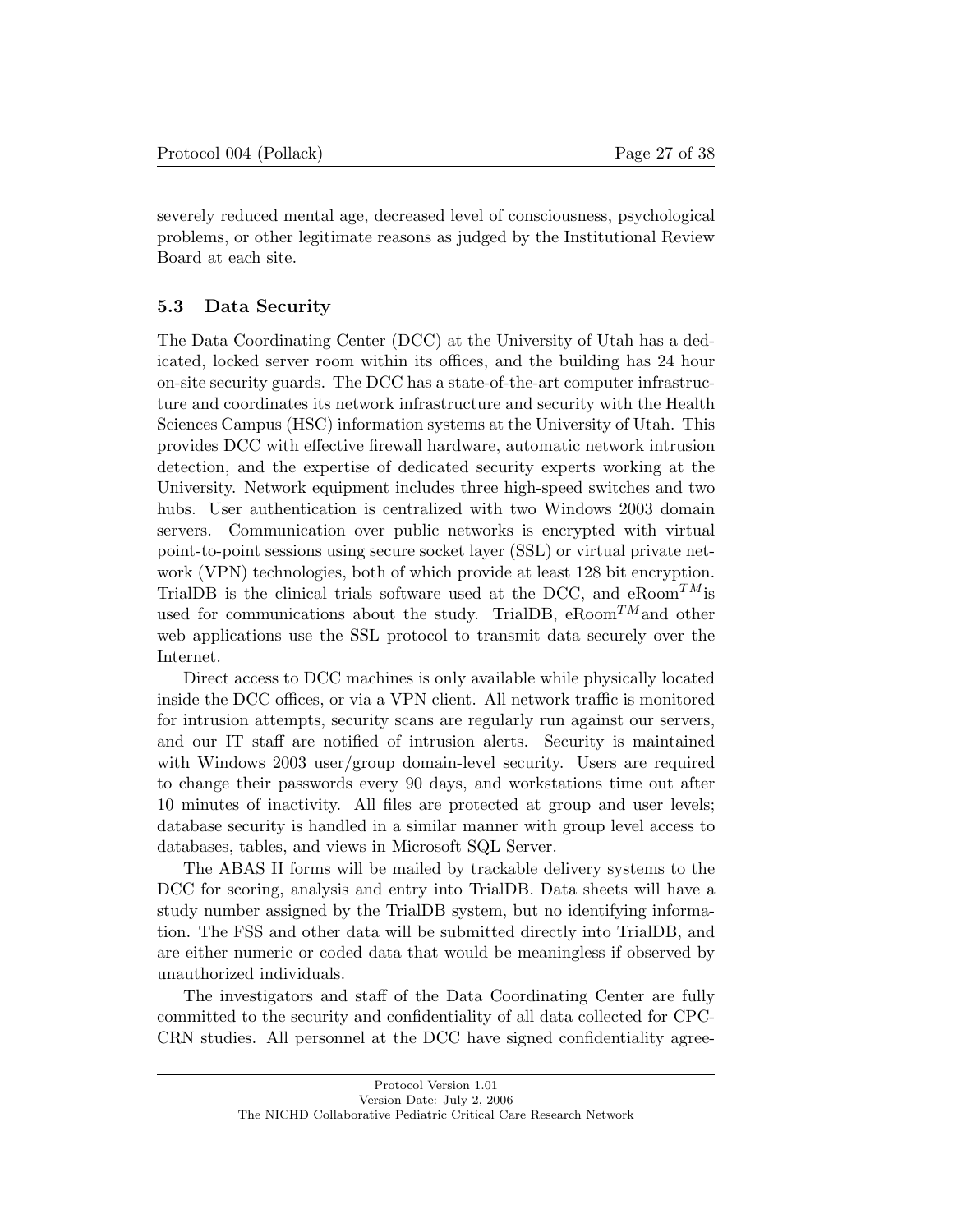severely reduced mental age, decreased level of consciousness, psychological problems, or other legitimate reasons as judged by the Institutional Review Board at each site.

### 5.3 Data Security

The Data Coordinating Center (DCC) at the University of Utah has a dedicated, locked server room within its offices, and the building has 24 hour on-site security guards. The DCC has a state-of-the-art computer infrastructure and coordinates its network infrastructure and security with the Health Sciences Campus (HSC) information systems at the University of Utah. This provides DCC with effective firewall hardware, automatic network intrusion detection, and the expertise of dedicated security experts working at the University. Network equipment includes three high-speed switches and two hubs. User authentication is centralized with two Windows 2003 domain servers. Communication over public networks is encrypted with virtual point-to-point sessions using secure socket layer (SSL) or virtual private network (VPN) technologies, both of which provide at least 128 bit encryption. TrialDB is the clinical trials software used at the DCC, and eRoom$^{TM}$is used for communications about the study. TrialDB, eRoom$^{TM}$and other web applications use the SSL protocol to transmit data securely over the Internet.

Direct access to DCC machines is only available while physically located inside the DCC offices, or via a VPN client. All network traffic is monitored for intrusion attempts, security scans are regularly run against our servers, and our IT staff are notified of intrusion alerts. Security is maintained with Windows 2003 user/group domain-level security. Users are required to change their passwords every 90 days, and workstations time out after 10 minutes of inactivity. All files are protected at group and user levels; database security is handled in a similar manner with group level access to databases, tables, and views in Microsoft SQL Server.

The ABAS II forms will be mailed by trackable delivery systems to the DCC for scoring, analysis and entry into TrialDB. Data sheets will have a study number assigned by the TrialDB system, but no identifying information. The FSS and other data will be submitted directly into TrialDB, and are either numeric or coded data that would be meaningless if observed by unauthorized individuals.

The investigators and staff of the Data Coordinating Center are fully committed to the security and confidentiality of all data collected for CPC-CRN studies. All personnel at the DCC have signed confidentiality agree-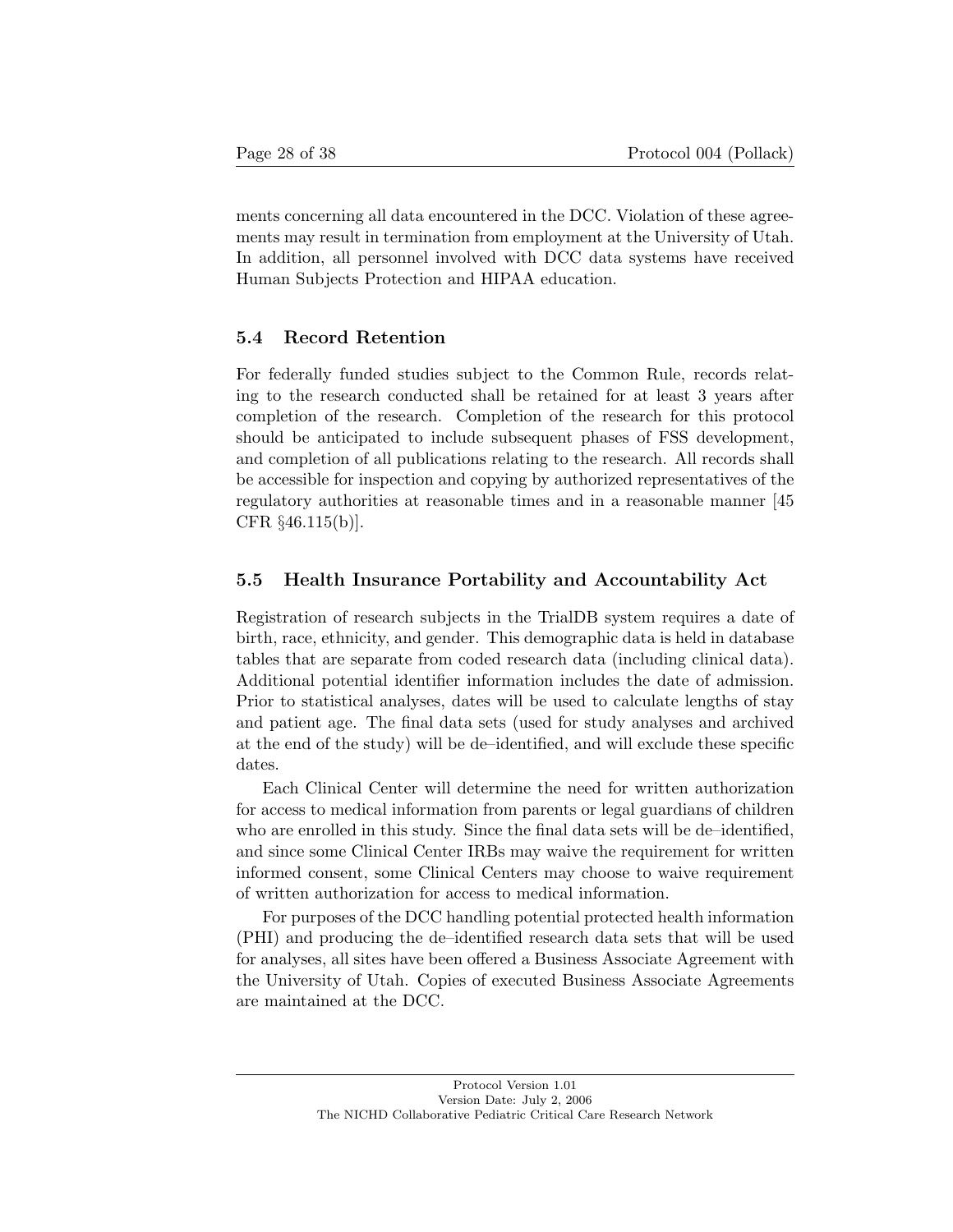ments concerning all data encountered in the DCC. Violation of these agreements may result in termination from employment at the University of Utah. In addition, all personnel involved with DCC data systems have received Human Subjects Protection and HIPAA education.

### 5.4 Record Retention

For federally funded studies subject to the Common Rule, records relating to the research conducted shall be retained for at least 3 years after completion of the research. Completion of the research for this protocol should be anticipated to include subsequent phases of FSS development, and completion of all publications relating to the research. All records shall be accessible for inspection and copying by authorized representatives of the regulatory authorities at reasonable times and in a reasonable manner [45 CFR §46.115(b)].

### 5.5 Health Insurance Portability and Accountability Act

Registration of research subjects in the TrialDB system requires a date of birth, race, ethnicity, and gender. This demographic data is held in database tables that are separate from coded research data (including clinical data). Additional potential identifier information includes the date of admission. Prior to statistical analyses, dates will be used to calculate lengths of stay and patient age. The final data sets (used for study analyses and archived at the end of the study) will be de–identified, and will exclude these specific dates.

Each Clinical Center will determine the need for written authorization for access to medical information from parents or legal guardians of children who are enrolled in this study. Since the final data sets will be de–identified, and since some Clinical Center IRBs may waive the requirement for written informed consent, some Clinical Centers may choose to waive requirement of written authorization for access to medical information.

For purposes of the DCC handling potential protected health information (PHI) and producing the de–identified research data sets that will be used for analyses, all sites have been offered a Business Associate Agreement with the University of Utah. Copies of executed Business Associate Agreements are maintained at the DCC.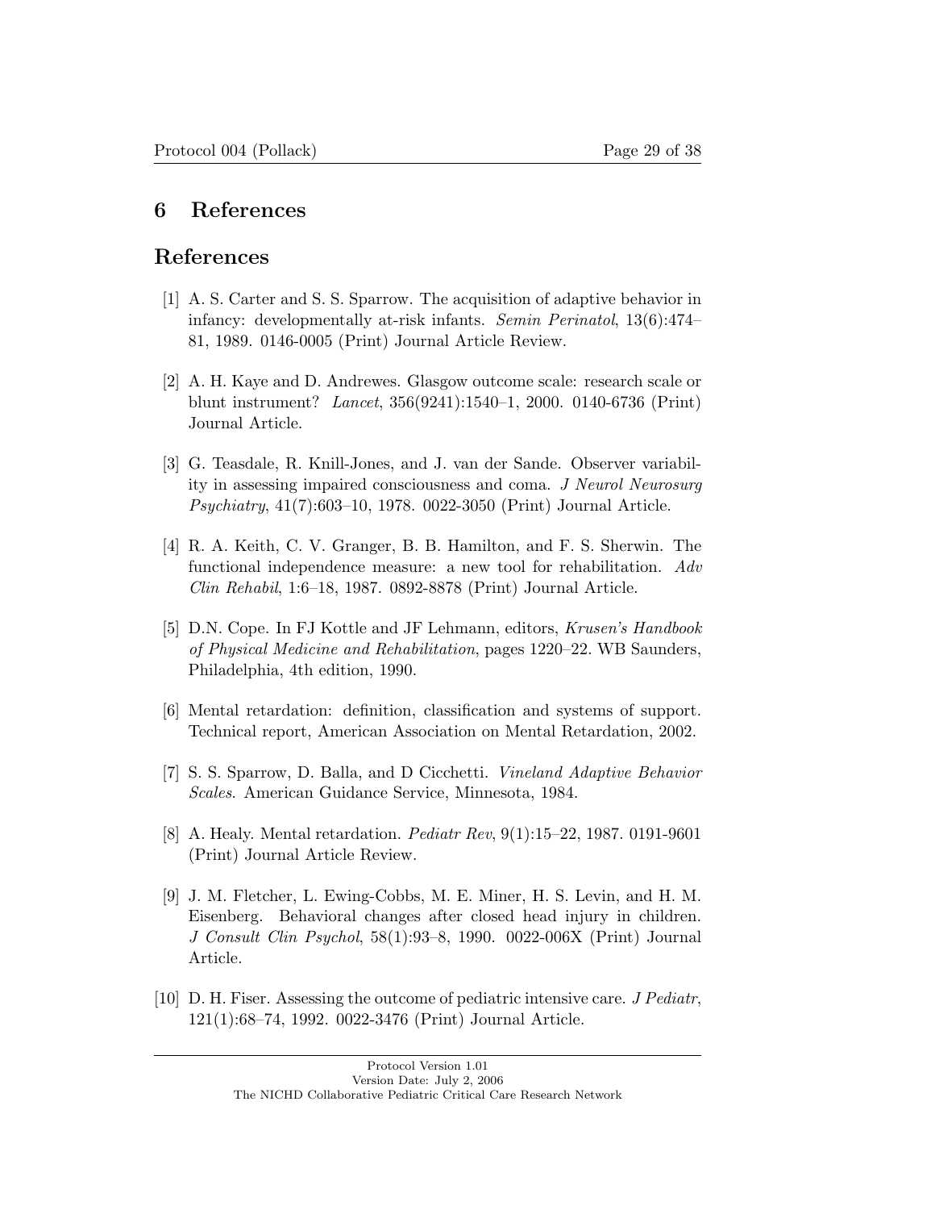# 6 References

## References

[1] A. S. Carter and S. S. Sparrow. The acquisition of adaptive behavior in infancy: developmentally at-risk infants. *Semin Perinatol*, 13(6):474–81, 1989. 0146-0005 (Print) Journal Article Review.

[2] A. H. Kaye and D. Andrewes. Glasgow outcome scale: research scale or blunt instrument? *Lancet*, 356(9241):1540–1, 2000. 0140-6736 (Print) Journal Article.

[3] G. Teasdale, R. Knill-Jones, and J. van der Sande. Observer variability in assessing impaired consciousness and coma. *J Neurol Neurosurg Psychiatry*, 41(7):603–10, 1978. 0022-3050 (Print) Journal Article.

[4] R. A. Keith, C. V. Granger, B. B. Hamilton, and F. S. Sherwin. The functional independence measure: a new tool for rehabilitation. *Adv Clin Rehabil*, 1:6–18, 1987. 0892-8878 (Print) Journal Article.

[5] D.N. Cope. In FJ Kottle and JF Lehmann, editors, *Krusen's Handbook of Physical Medicine and Rehabilitation*, pages 1220–22. WB Saunders, Philadelphia, 4th edition, 1990.

[6] Mental retardation: definition, classification and systems of support. Technical report, American Association on Mental Retardation, 2002.

[7] S. S. Sparrow, D. Balla, and D Cicchetti. *Vineland Adaptive Behavior Scales.* American Guidance Service, Minnesota, 1984.

[8] A. Healy. Mental retardation. *Pediatr Rev*, 9(1):15–22, 1987. 0191-9601 (Print) Journal Article Review.

[9] J. M. Fletcher, L. Ewing-Cobbs, M. E. Miner, H. S. Levin, and H. M. Eisenberg. Behavioral changes after closed head injury in children. *J Consult Clin Psychol*, 58(1):93–8, 1990. 0022-006X (Print) Journal Article.

[10] D. H. Fiser. Assessing the outcome of pediatric intensive care. *J Pediatr*, 121(1):68–74, 1992. 0022-3476 (Print) Journal Article.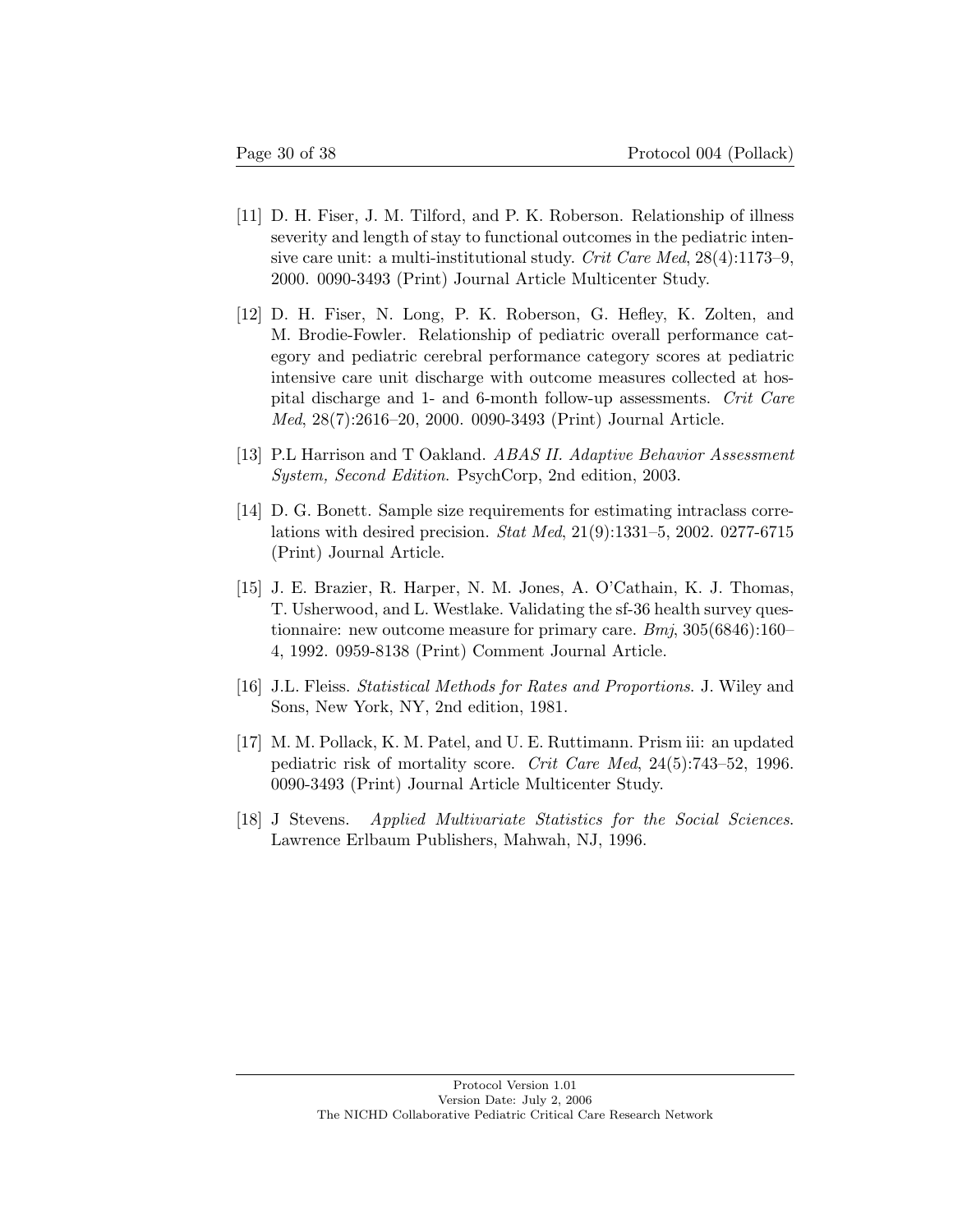[11] D. H. Fiser, J. M. Tilford, and P. K. Roberson. Relationship of illness severity and length of stay to functional outcomes in the pediatric intensive care unit: a multi-institutional study. *Crit Care Med*, 28(4):1173–9, 2000. 0090-3493 (Print) Journal Article Multicenter Study.

[12] D. H. Fiser, N. Long, P. K. Roberson, G. Hefley, K. Zolten, and M. Brodie-Fowler. Relationship of pediatric overall performance category and pediatric cerebral performance category scores at pediatric intensive care unit discharge with outcome measures collected at hospital discharge and 1- and 6-month follow-up assessments. *Crit Care Med*, 28(7):2616–20, 2000. 0090-3493 (Print) Journal Article.

[13] P.L Harrison and T Oakland. *ABAS II. Adaptive Behavior Assessment System, Second Edition*. PsychCorp, 2nd edition, 2003.

[14] D. G. Bonett. Sample size requirements for estimating intraclass correlations with desired precision. *Stat Med*, 21(9):1331–5, 2002. 0277-6715 (Print) Journal Article.

[15] J. E. Brazier, R. Harper, N. M. Jones, A. O'Cathain, K. J. Thomas, T. Usherwood, and L. Westlake. Validating the sf-36 health survey questionnaire: new outcome measure for primary care. *Bmj*, 305(6846):160–4, 1992. 0959-8138 (Print) Comment Journal Article.

[16] J.L. Fleiss. *Statistical Methods for Rates and Proportions*. J. Wiley and Sons, New York, NY, 2nd edition, 1981.

[17] M. M. Pollack, K. M. Patel, and U. E. Ruttimann. Prism iii: an updated pediatric risk of mortality score. *Crit Care Med*, 24(5):743–52, 1996. 0090-3493 (Print) Journal Article Multicenter Study.

[18] J Stevens. *Applied Multivariate Statistics for the Social Sciences*. Lawrence Erlbaum Publishers, Mahwah, NJ, 1996.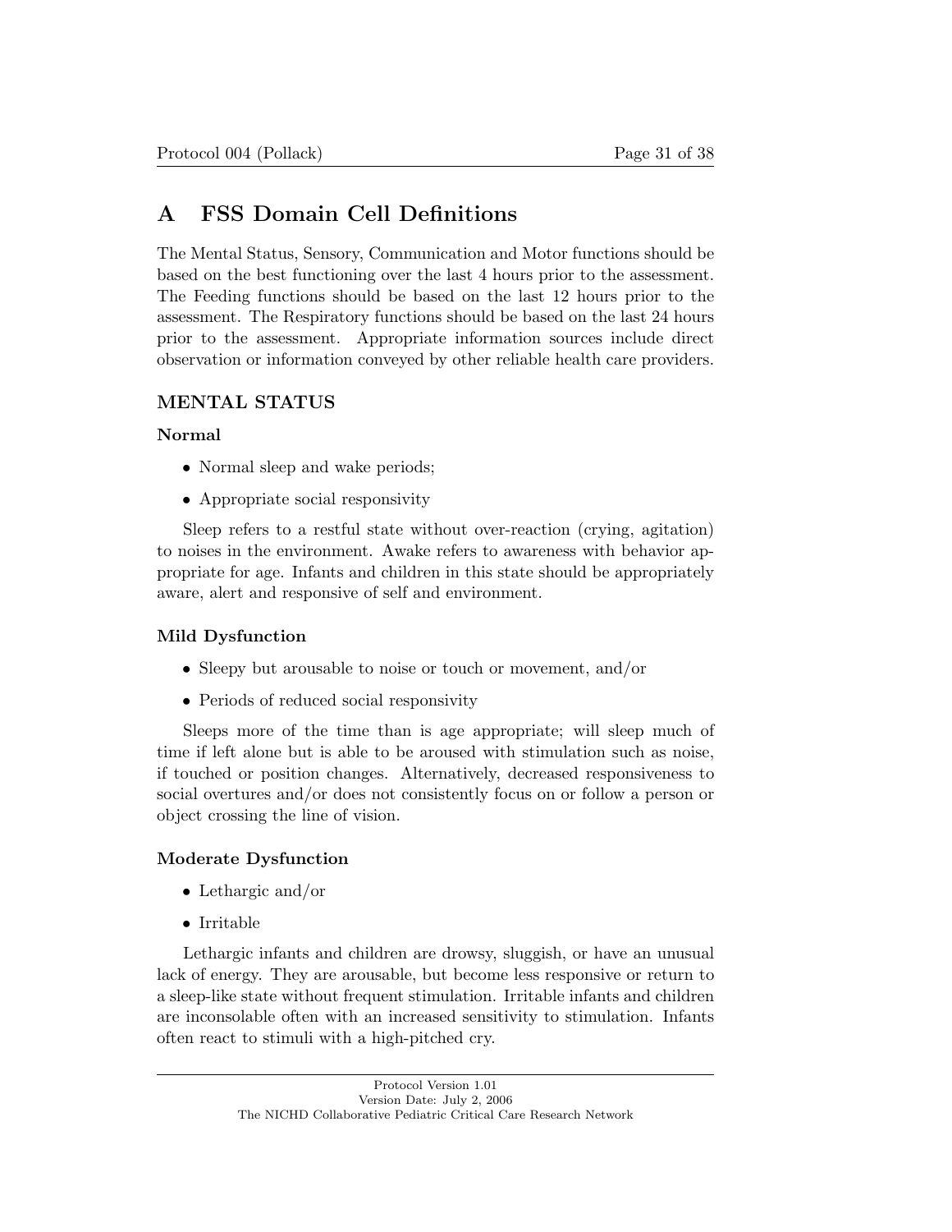# A FSS Domain Cell Definitions

The Mental Status, Sensory, Communication and Motor functions should be based on the best functioning over the last 4 hours prior to the assessment. The Feeding functions should be based on the last 12 hours prior to the assessment. The Respiratory functions should be based on the last 24 hours prior to the assessment. Appropriate information sources include direct observation or information conveyed by other reliable health care providers.

### MENTAL STATUS

#### Normal

- Normal sleep and wake periods;
- Appropriate social responsivity

Sleep refers to a restful state without over-reaction (crying, agitation) to noises in the environment. Awake refers to awareness with behavior appropriate for age. Infants and children in this state should be appropriately aware, alert and responsive of self and environment.

#### Mild Dysfunction

- Sleepy but arousable to noise or touch or movement, and/or
- Periods of reduced social responsivity

Sleeps more of the time than is age appropriate; will sleep much of time if left alone but is able to be aroused with stimulation such as noise, if touched or position changes. Alternatively, decreased responsiveness to social overtures and/or does not consistently focus on or follow a person or object crossing the line of vision.

#### Moderate Dysfunction

- Lethargic and/or
- Irritable

Lethargic infants and children are drowsy, sluggish, or have an unusual lack of energy. They are arousable, but become less responsive or return to a sleep-like state without frequent stimulation. Irritable infants and children are inconsolable often with an increased sensitivity to stimulation. Infants often react to stimuli with a high-pitched cry.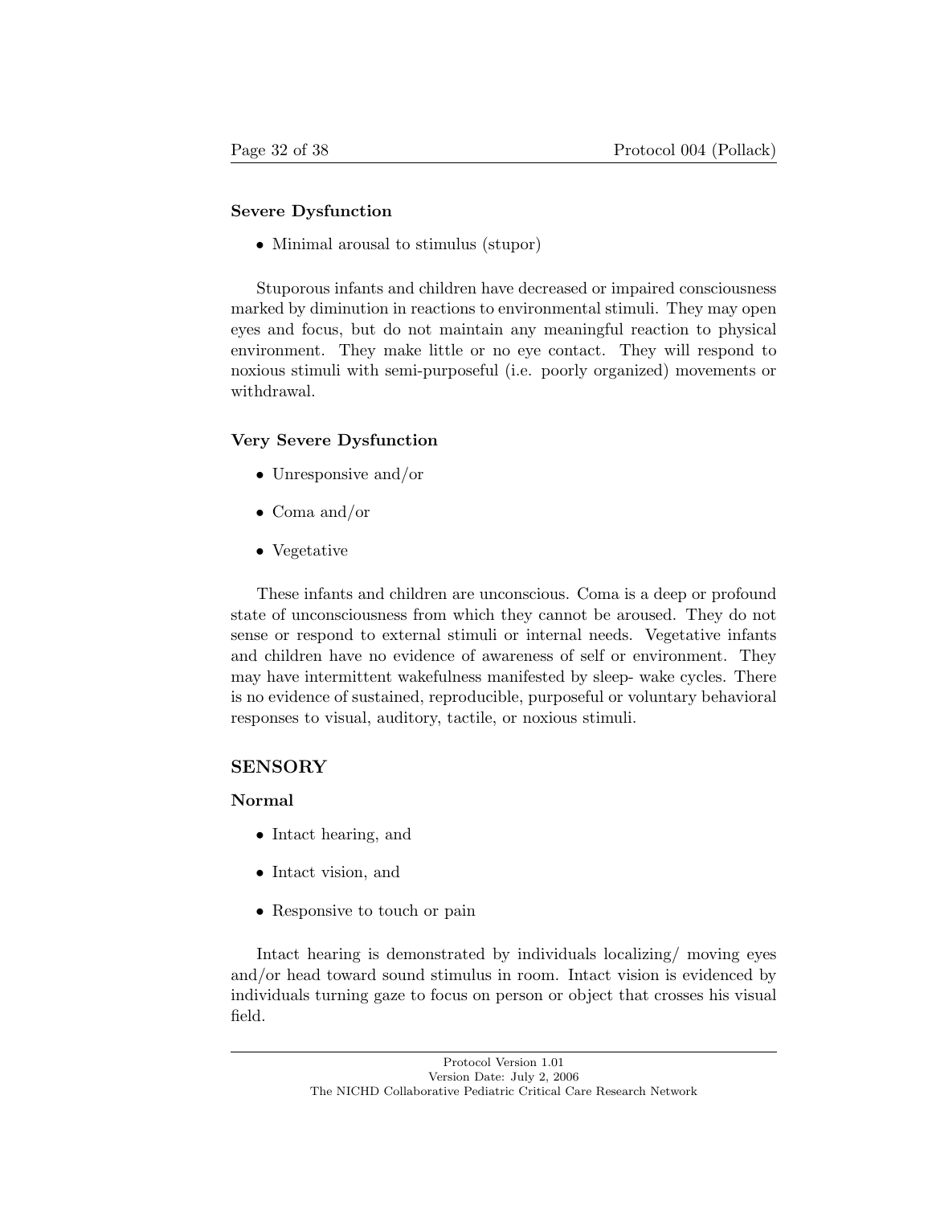### Severe Dysfunction

- Minimal arousal to stimulus (stupor)

Stuporous infants and children have decreased or impaired consciousness marked by diminution in reactions to environmental stimuli. They may open eyes and focus, but do not maintain any meaningful reaction to physical environment. They make little or no eye contact. They will respond to noxious stimuli with semi-purposeful (i.e. poorly organized) movements or withdrawal.

### Very Severe Dysfunction

- Unresponsive and/or
- Coma and/or
- Vegetative

These infants and children are unconscious. Coma is a deep or profound state of unconsciousness from which they cannot be aroused. They do not sense or respond to external stimuli or internal needs. Vegetative infants and children have no evidence of awareness of self or environment. They may have intermittent wakefulness manifested by sleep- wake cycles. There is no evidence of sustained, reproducible, purposeful or voluntary behavioral responses to visual, auditory, tactile, or noxious stimuli.

## SENSORY

### Normal

- Intact hearing, and
- Intact vision, and
- Responsive to touch or pain

Intact hearing is demonstrated by individuals localizing/ moving eyes and/or head toward sound stimulus in room. Intact vision is evidenced by individuals turning gaze to focus on person or object that crosses his visual field.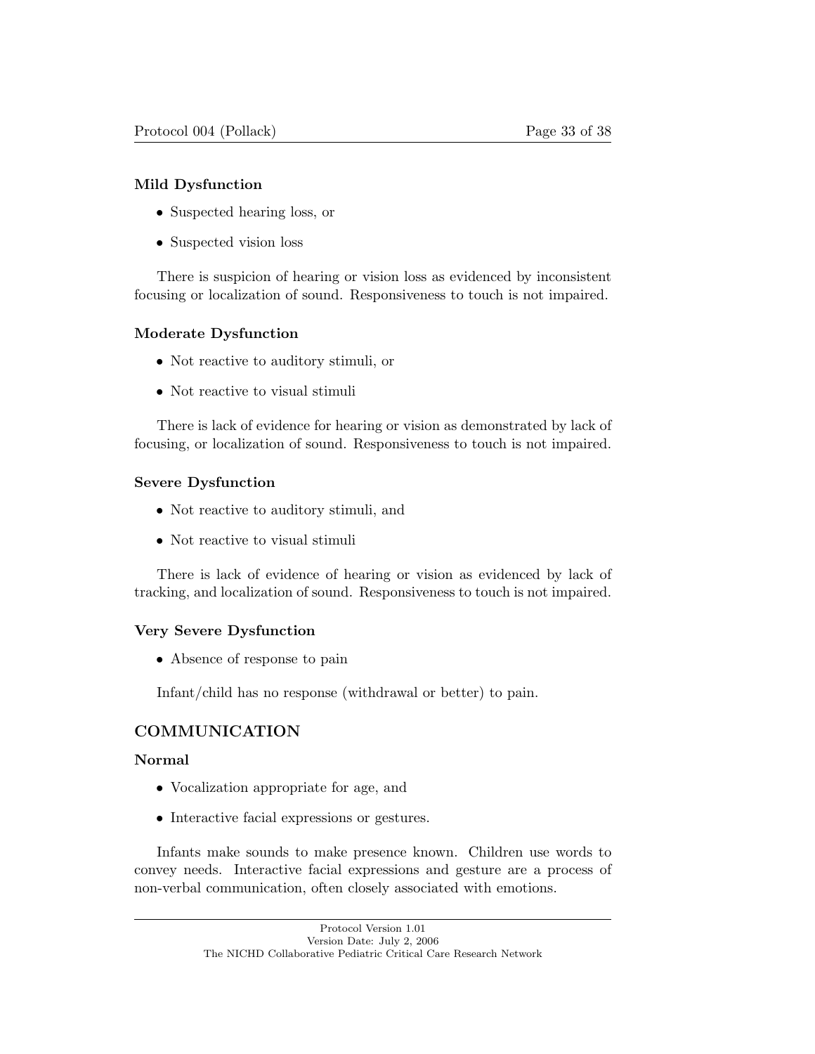### Mild Dysfunction

- Suspected hearing loss, or
- Suspected vision loss

There is suspicion of hearing or vision loss as evidenced by inconsistent focusing or localization of sound. Responsiveness to touch is not impaired.

### Moderate Dysfunction

- Not reactive to auditory stimuli, or
- Not reactive to visual stimuli

There is lack of evidence for hearing or vision as demonstrated by lack of focusing, or localization of sound. Responsiveness to touch is not impaired.

### Severe Dysfunction

- Not reactive to auditory stimuli, and
- Not reactive to visual stimuli

There is lack of evidence of hearing or vision as evidenced by lack of tracking, and localization of sound. Responsiveness to touch is not impaired.

### Very Severe Dysfunction

- Absence of response to pain

Infant/child has no response (withdrawal or better) to pain.

## COMMUNICATION

### Normal

- Vocalization appropriate for age, and
- Interactive facial expressions or gestures.

Infants make sounds to make presence known. Children use words to convey needs. Interactive facial expressions and gesture are a process of non-verbal communication, often closely associated with emotions.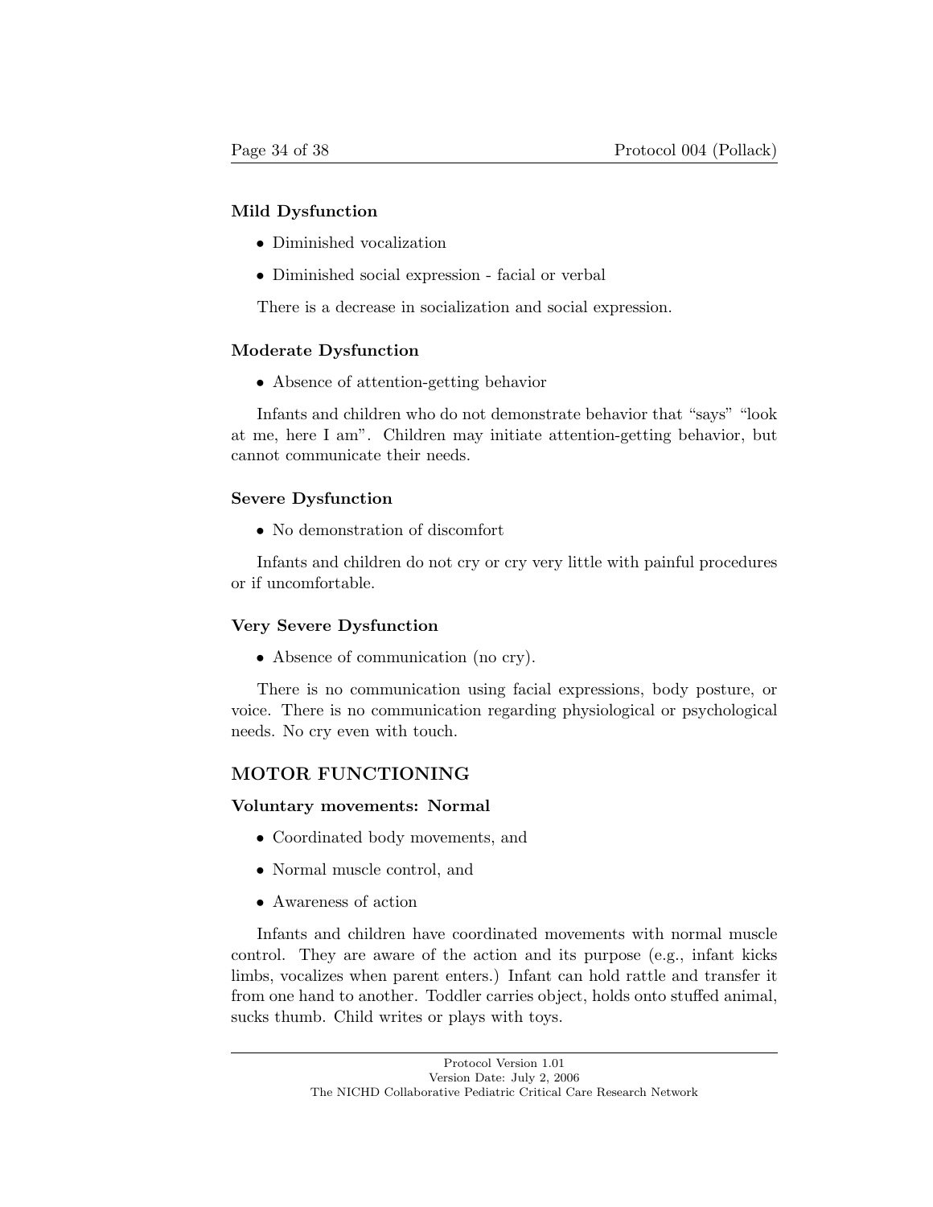### Mild Dysfunction

- Diminished vocalization
- Diminished social expression - facial or verbal

There is a decrease in socialization and social expression.

### Moderate Dysfunction

- Absence of attention-getting behavior

Infants and children who do not demonstrate behavior that "says" "look at me, here I am". Children may initiate attention-getting behavior, but cannot communicate their needs.

### Severe Dysfunction

- No demonstration of discomfort

Infants and children do not cry or cry very little with painful procedures or if uncomfortable.

### Very Severe Dysfunction

- Absence of communication (no cry).

There is no communication using facial expressions, body posture, or voice. There is no communication regarding physiological or psychological needs. No cry even with touch.

## MOTOR FUNCTIONING

### Voluntary movements: Normal

- Coordinated body movements, and
- Normal muscle control, and
- Awareness of action

Infants and children have coordinated movements with normal muscle control. They are aware of the action and its purpose (e.g., infant kicks limbs, vocalizes when parent enters.) Infant can hold rattle and transfer it from one hand to another. Toddler carries object, holds onto stuffed animal, sucks thumb. Child writes or plays with toys.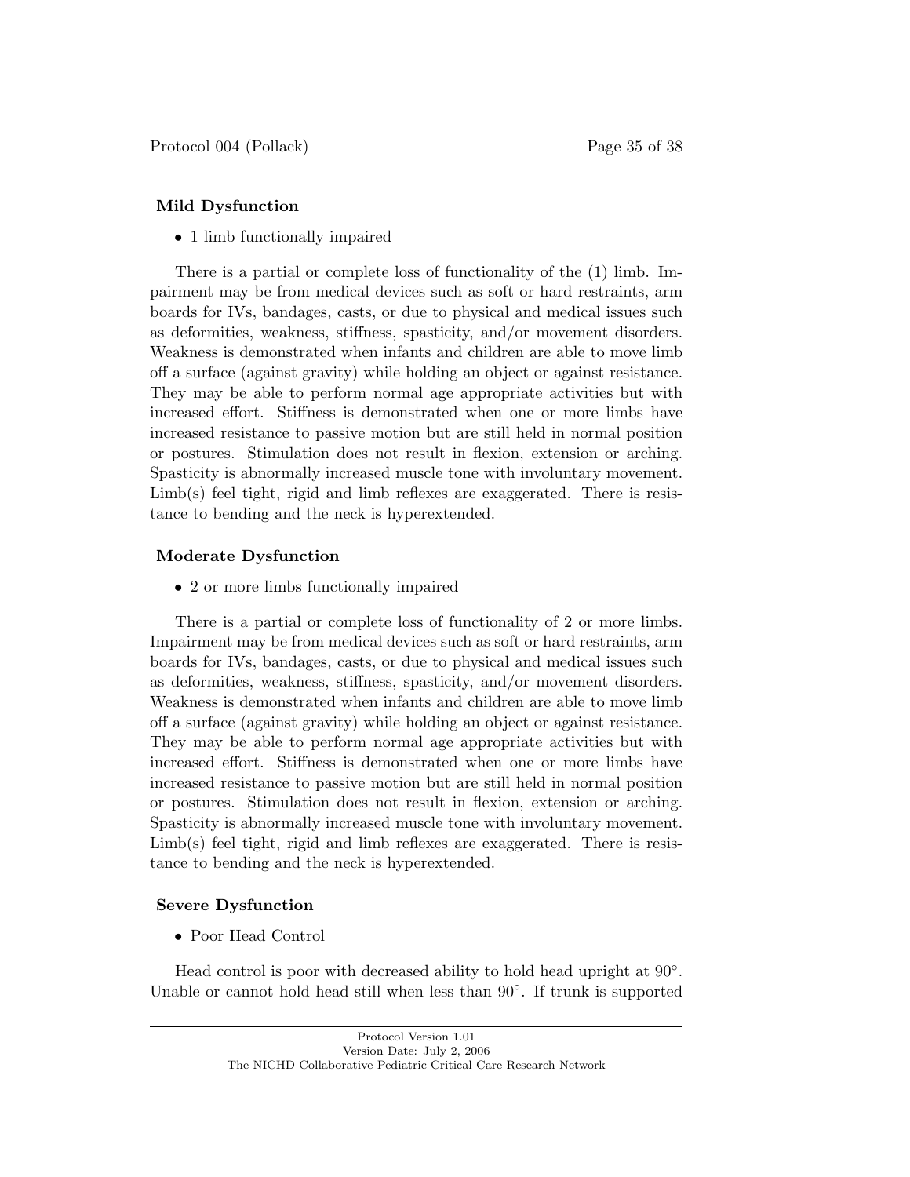**Mild Dysfunction**

- 1 limb functionally impaired

There is a partial or complete loss of functionality of the (1) limb. Impairment may be from medical devices such as soft or hard restraints, arm boards for IVs, bandages, casts, or due to physical and medical issues such as deformities, weakness, stiffness, spasticity, and/or movement disorders. Weakness is demonstrated when infants and children are able to move limb off a surface (against gravity) while holding an object or against resistance. They may be able to perform normal age appropriate activities but with increased effort. Stiffness is demonstrated when one or more limbs have increased resistance to passive motion but are still held in normal position or postures. Stimulation does not result in flexion, extension or arching. Spasticity is abnormally increased muscle tone with involuntary movement. Limb(s) feel tight, rigid and limb reflexes are exaggerated. There is resistance to bending and the neck is hyperextended.

**Moderate Dysfunction**

- 2 or more limbs functionally impaired

There is a partial or complete loss of functionality of 2 or more limbs. Impairment may be from medical devices such as soft or hard restraints, arm boards for IVs, bandages, casts, or due to physical and medical issues such as deformities, weakness, stiffness, spasticity, and/or movement disorders. Weakness is demonstrated when infants and children are able to move limb off a surface (against gravity) while holding an object or against resistance. They may be able to perform normal age appropriate activities but with increased effort. Stiffness is demonstrated when one or more limbs have increased resistance to passive motion but are still held in normal position or postures. Stimulation does not result in flexion, extension or arching. Spasticity is abnormally increased muscle tone with involuntary movement. Limb(s) feel tight, rigid and limb reflexes are exaggerated. There is resistance to bending and the neck is hyperextended.

**Severe Dysfunction**

- Poor Head Control

Head control is poor with decreased ability to hold head upright at 90°. Unable or cannot hold head still when less than 90°. If trunk is supported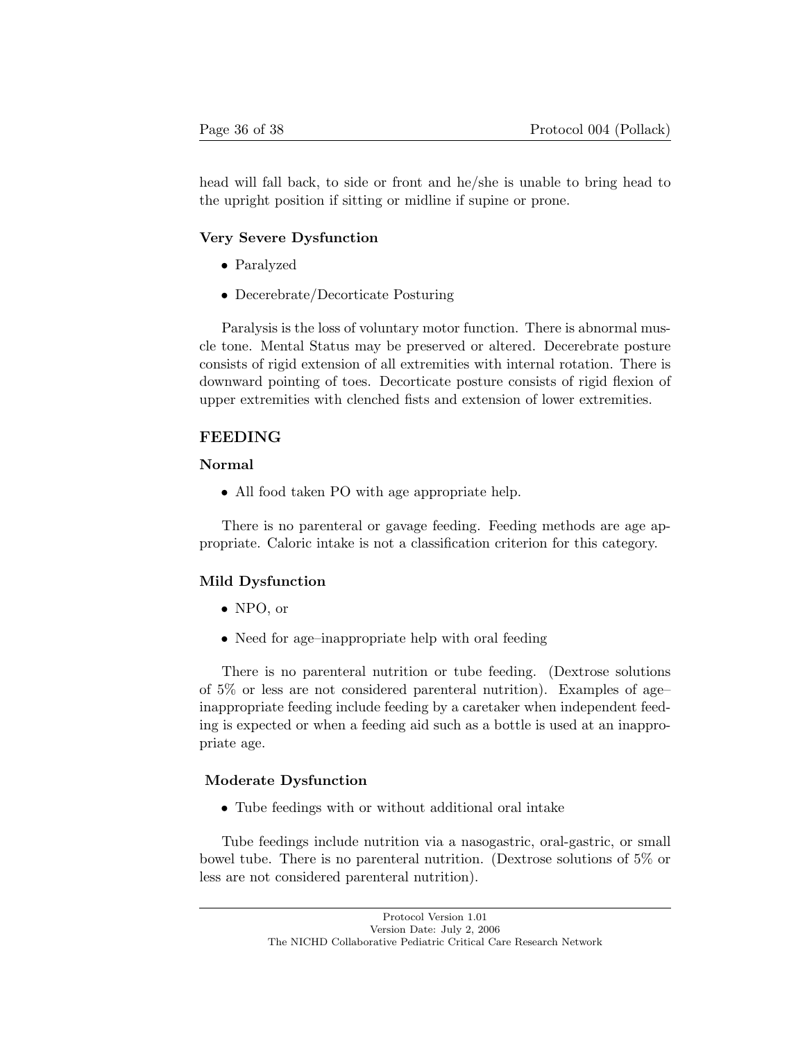head will fall back, to side or front and he/she is unable to bring head to the upright position if sitting or midline if supine or prone.

#### Very Severe Dysfunction

- Paralyzed
- Decerebrate/Decorticate Posturing

Paralysis is the loss of voluntary motor function. There is abnormal muscle tone. Mental Status may be preserved or altered. Decerebrate posture consists of rigid extension of all extremities with internal rotation. There is downward pointing of toes. Decorticate posture consists of rigid flexion of upper extremities with clenched fists and extension of lower extremities.

### FEEDING

#### Normal

- All food taken PO with age appropriate help.

There is no parenteral or gavage feeding. Feeding methods are age appropriate. Caloric intake is not a classification criterion for this category.

#### Mild Dysfunction

- NPO, or
- Need for age–inappropriate help with oral feeding

There is no parenteral nutrition or tube feeding. (Dextrose solutions of 5% or less are not considered parenteral nutrition). Examples of age–inappropriate feeding include feeding by a caretaker when independent feeding is expected or when a feeding aid such as a bottle is used at an inappropriate age.

#### Moderate Dysfunction

- Tube feedings with or without additional oral intake

Tube feedings include nutrition via a nasogastric, oral-gastric, or small bowel tube. There is no parenteral nutrition. (Dextrose solutions of 5% or less are not considered parenteral nutrition).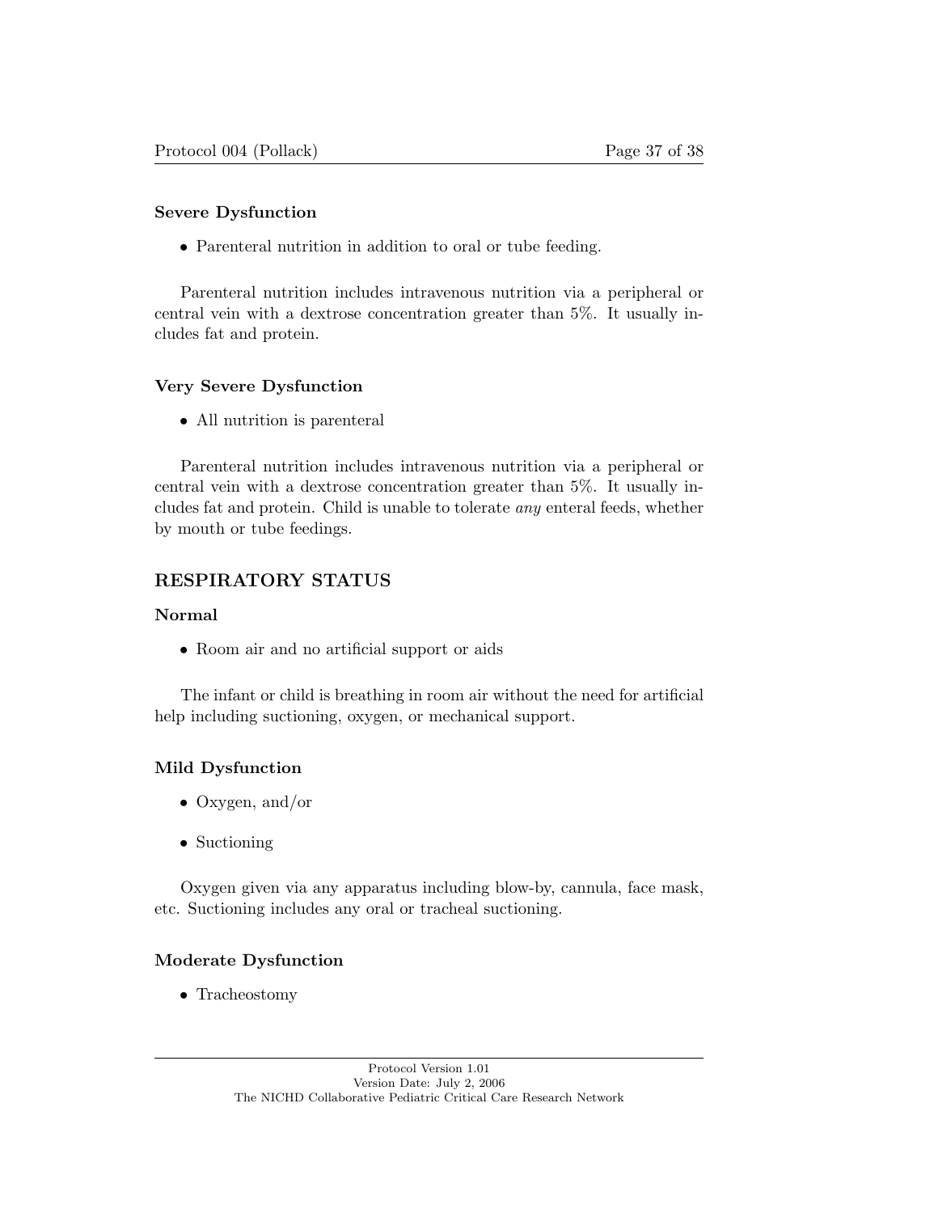### Severe Dysfunction

- Parenteral nutrition in addition to oral or tube feeding.

Parenteral nutrition includes intravenous nutrition via a peripheral or central vein with a dextrose concentration greater than 5%. It usually includes fat and protein.

### Very Severe Dysfunction

- All nutrition is parenteral

Parenteral nutrition includes intravenous nutrition via a peripheral or central vein with a dextrose concentration greater than 5%. It usually includes fat and protein. Child is unable to tolerate *any* enteral feeds, whether by mouth or tube feedings.

## RESPIRATORY STATUS

### Normal

- Room air and no artificial support or aids

The infant or child is breathing in room air without the need for artificial help including suctioning, oxygen, or mechanical support.

### Mild Dysfunction

- Oxygen, and/or
- Suctioning

Oxygen given via any apparatus including blow-by, cannula, face mask, etc. Suctioning includes any oral or tracheal suctioning.

### Moderate Dysfunction

- Tracheostomy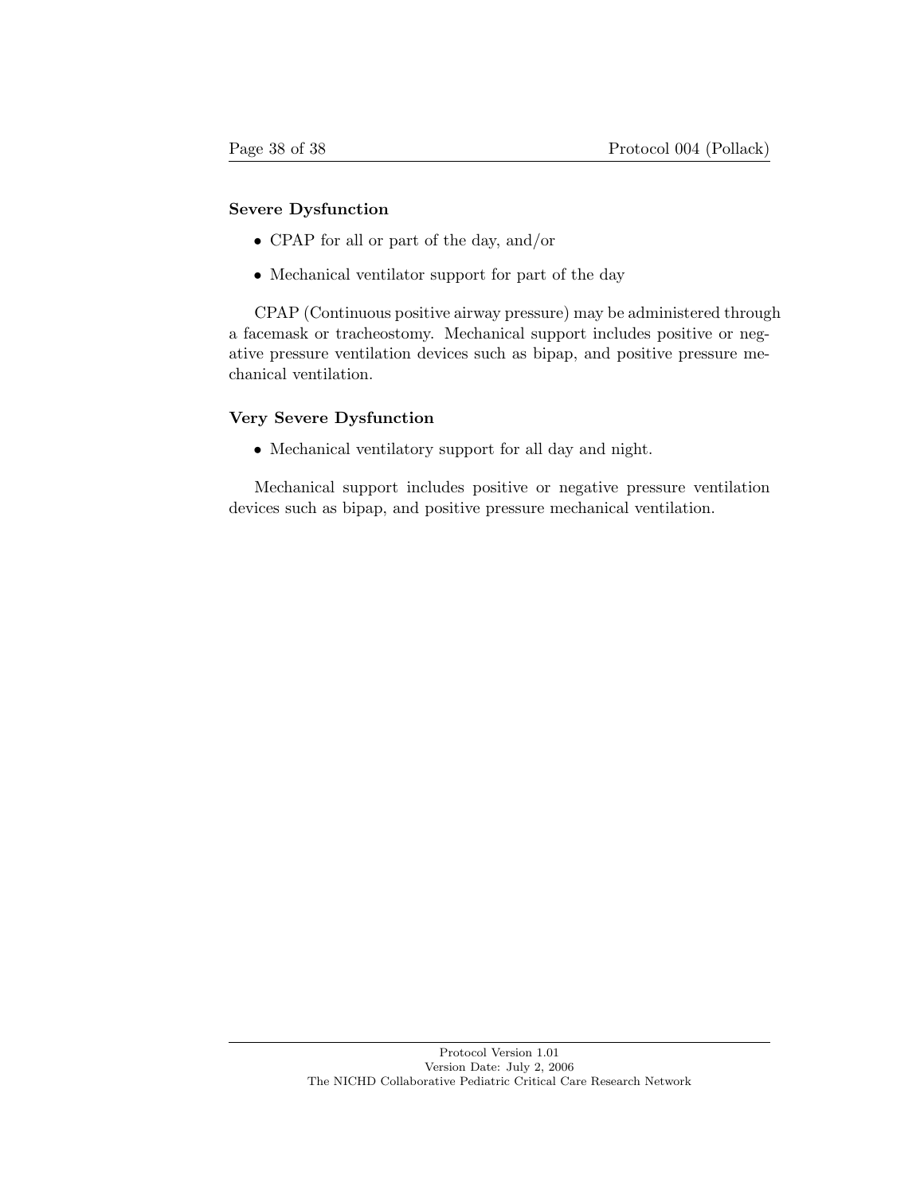**Severe Dysfunction**

- CPAP for all or part of the day, and/or
- Mechanical ventilator support for part of the day

CPAP (Continuous positive airway pressure) may be administered through a facemask or tracheostomy. Mechanical support includes positive or negative pressure ventilation devices such as bipap, and positive pressure mechanical ventilation.

**Very Severe Dysfunction**

- Mechanical ventilatory support for all day and night.

Mechanical support includes positive or negative pressure ventilation devices such as bipap, and positive pressure mechanical ventilation.